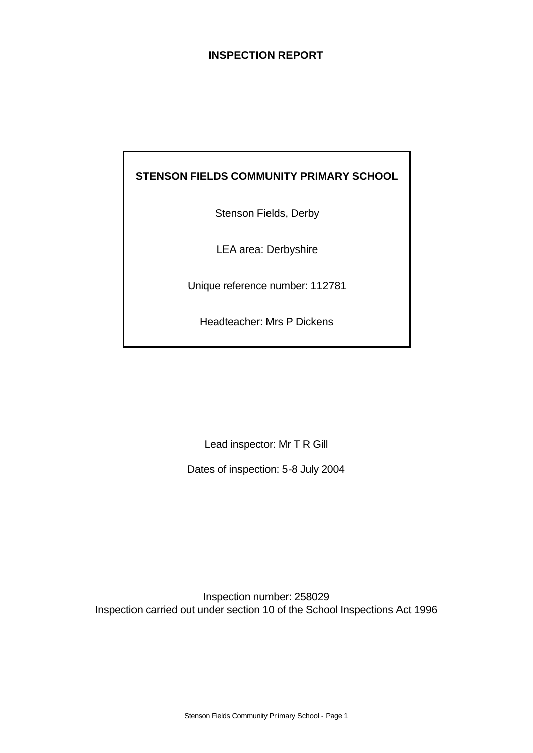# INSPECTION REPORT

**STENSON FIELDS COMMUNITY PRIMARY SCHOOL**

Stenson Fields, Derby

LEA area: Derbyshire

Unique reference number: 112781

Headteacher: Mrs P Dickens

Lead inspector: Mr T R Gill

Dates of inspection: 5-8 July 2004

Inspection number: 258029

Inspection carried out under section 10 of the School Inspections Act 1996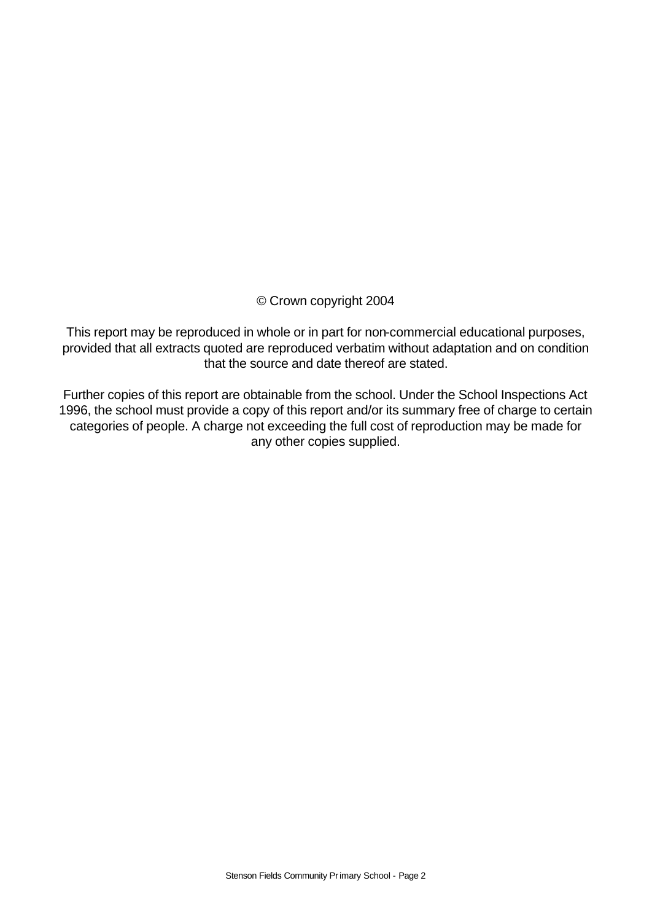© Crown copyright 2004

This report may be reproduced in whole or in part for non-commercial educational purposes, provided that all extracts quoted are reproduced verbatim without adaptation and on condition that the source and date thereof are stated.

Further copies of this report are obtainable from the school. Under the School Inspections Act 1996, the school must provide a copy of this report and/or its summary free of charge to certain categories of people. A charge not exceeding the full cost of reproduction may be made for any other copies supplied.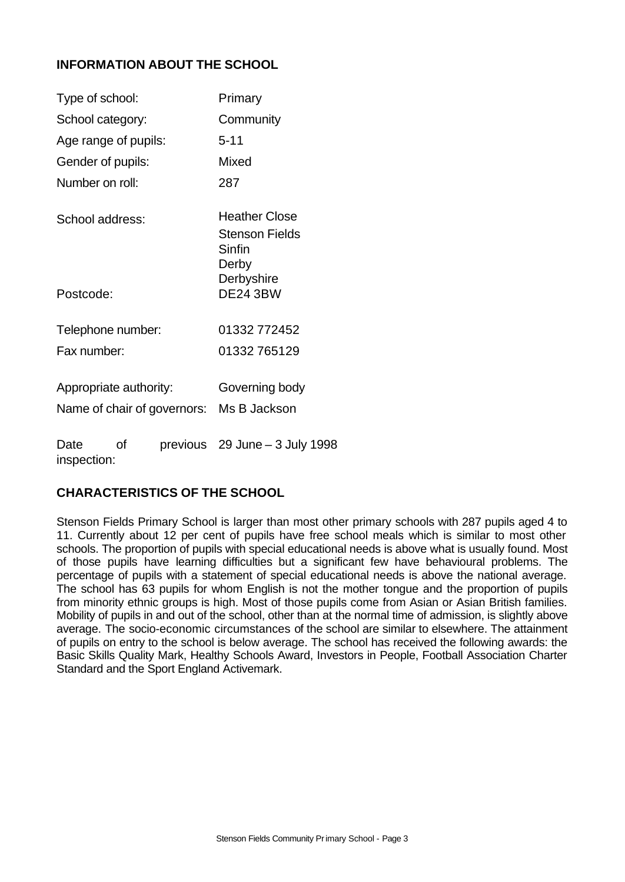## INFORMATION ABOUT THE SCHOOL

| | |
|---|---|
| Type of school: | Primary |
| School category: | Community |
| Age range of pupils: | 5-11 |
| Gender of pupils: | Mixed |
| Number on roll: | 287 |
| School address: | Heather Close<br>Stenson Fields<br>Sinfin<br>Derby<br>Derbyshire |
| Postcode: | DE24 3BW |
| Telephone number: | 01332 772452 |
| Fax number: | 01332 765129 |
| Appropriate authority: | Governing body |
| Name of chair of governors: | Ms B Jackson |
| Date of previous inspection: | 29 June – 3 July 1998 |

## CHARACTERISTICS OF THE SCHOOL

Stenson Fields Primary School is larger than most other primary schools with 287 pupils aged 4 to 11. Currently about 12 per cent of pupils have free school meals which is similar to most other schools. The proportion of pupils with special educational needs is above what is usually found. Most of those pupils have learning difficulties but a significant few have behavioural problems. The percentage of pupils with a statement of special educational needs is above the national average. The school has 63 pupils for whom English is not the mother tongue and the proportion of pupils from minority ethnic groups is high. Most of those pupils come from Asian or Asian British families. Mobility of pupils in and out of the school, other than at the normal time of admission, is slightly above average. The socio-economic circumstances of the school are similar to elsewhere. The attainment of pupils on entry to the school is below average. The school has received the following awards: the Basic Skills Quality Mark, Healthy Schools Award, Investors in People, Football Association Charter Standard and the Sport England Activemark.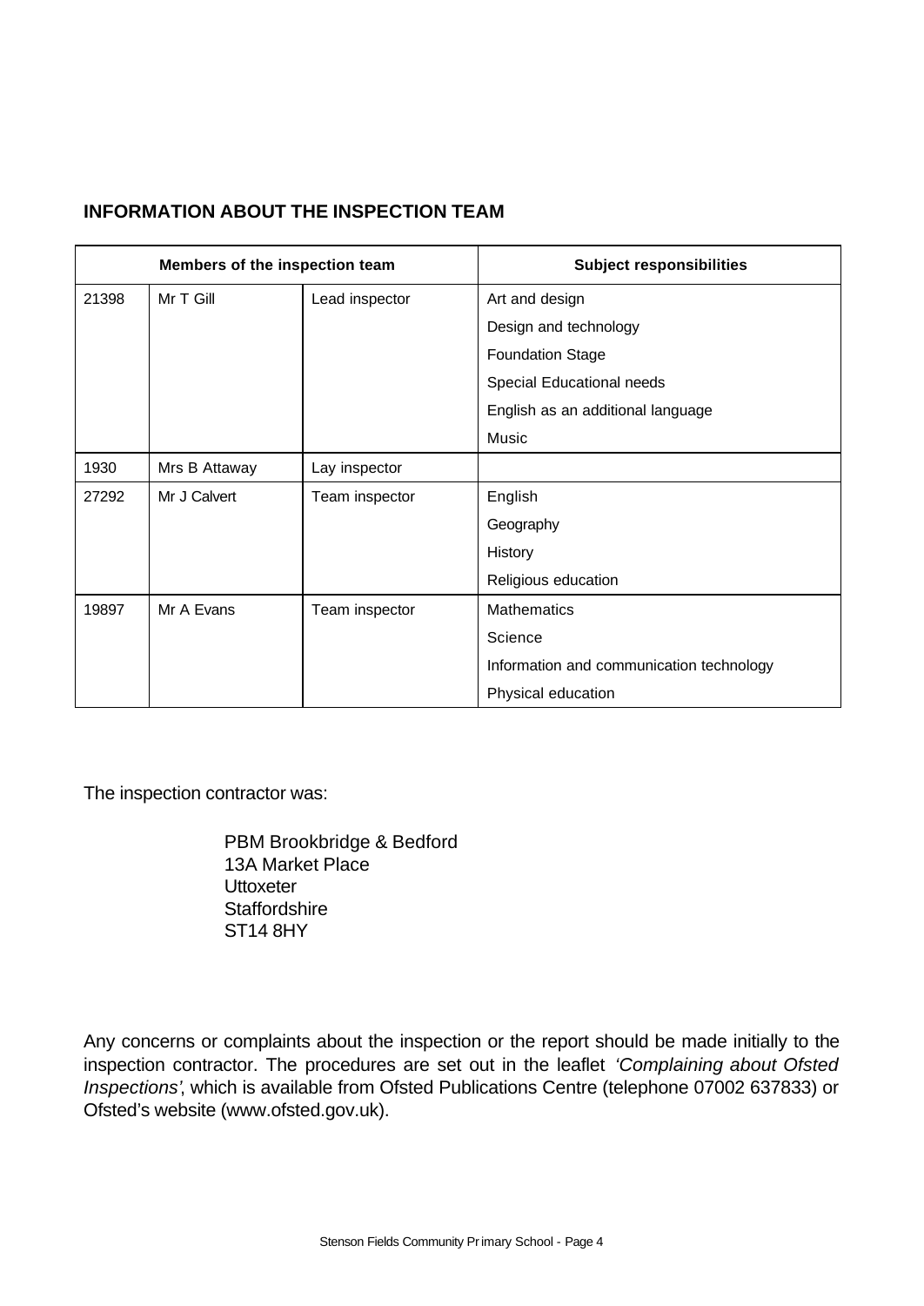## INFORMATION ABOUT THE INSPECTION TEAM

| Members of the inspection team | | | Subject responsibilities |
|---|---|---|---|
| 21398 | Mr T Gill | Lead inspector | Art and design |
| | | | Design and technology |
| | | | Foundation Stage |
| | | | Special Educational needs |
| | | | English as an additional language |
| | | | Music |
| 1930 | Mrs B Attaway | Lay inspector | |
| 27292 | Mr J Calvert | Team inspector | English |
| | | | Geography |
| | | | History |
| | | | Religious education |
| 19897 | Mr A Evans | Team inspector | Mathematics |
| | | | Science |
| | | | Information and communication technology |
| | | | Physical education |

The inspection contractor was:

PBM Brookbridge & Bedford
13A Market Place
Uttoxeter
Staffordshire
ST14 8HY

Any concerns or complaints about the inspection or the report should be made initially to the inspection contractor. The procedures are set out in the leaflet *'Complaining about Ofsted Inspections'*, which is available from Ofsted Publications Centre (telephone 07002 637833) or Ofsted's website (www.ofsted.gov.uk).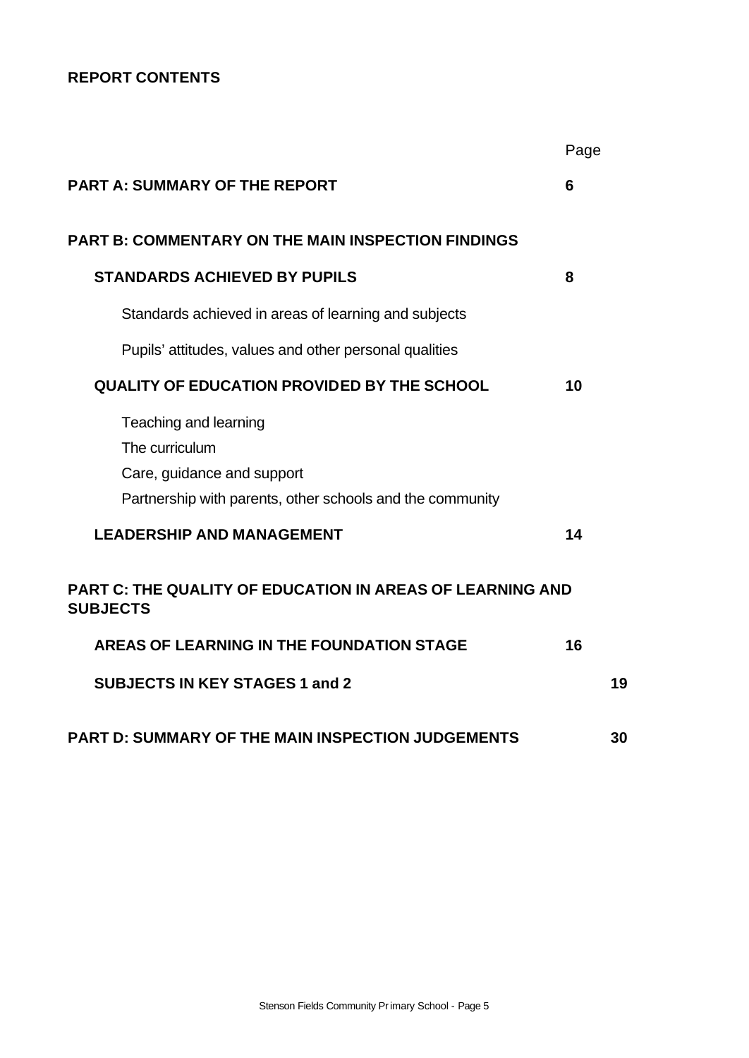## REPORT CONTENTS

| | Page |
|---|---|
| **PART A: SUMMARY OF THE REPORT** | **6** |
| **PART B: COMMENTARY ON THE MAIN INSPECTION FINDINGS** | |
| **STANDARDS ACHIEVED BY PUPILS** | **8** |
| Standards achieved in areas of learning and subjects | |
| Pupils' attitudes, values and other personal qualities | |
| **QUALITY OF EDUCATION PROVIDED BY THE SCHOOL** | **10** |
| Teaching and learning | |
| The curriculum | |
| Care, guidance and support | |
| Partnership with parents, other schools and the community | |
| **LEADERSHIP AND MANAGEMENT** | **14** |
| **PART C: THE QUALITY OF EDUCATION IN AREAS OF LEARNING AND SUBJECTS** | |
| **AREAS OF LEARNING IN THE FOUNDATION STAGE** | **16** |
| **SUBJECTS IN KEY STAGES 1 and 2** | **19** |
| **PART D: SUMMARY OF THE MAIN INSPECTION JUDGEMENTS** | **30** |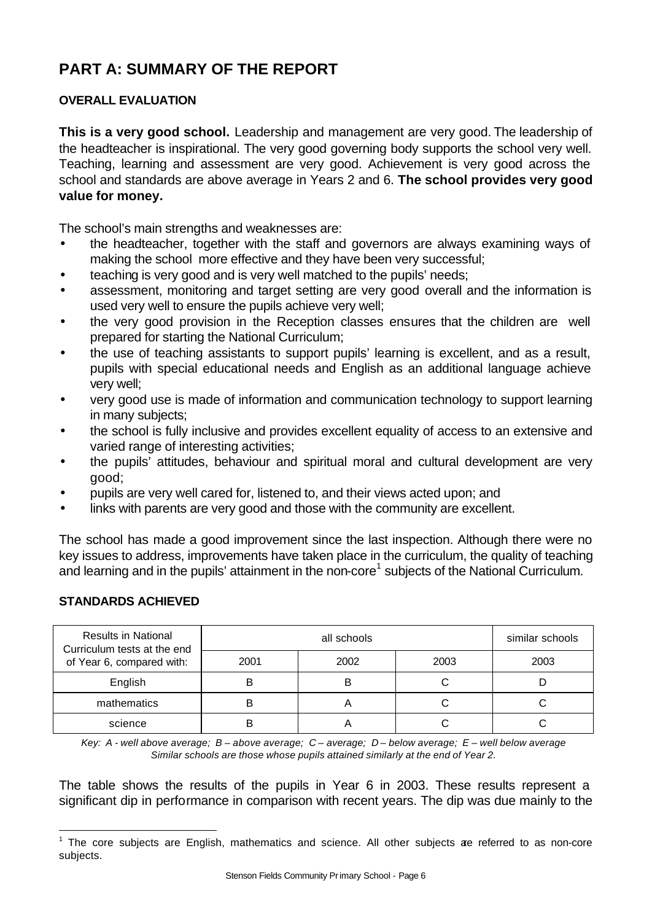# PART A: SUMMARY OF THE REPORT

## OVERALL EVALUATION

**This is a very good school.** Leadership and management are very good. The leadership of the headteacher is inspirational. The very good governing body supports the school very well. Teaching, learning and assessment are very good. Achievement is very good across the school and standards are above average in Years 2 and 6. **The school provides very good value for money.**

The school's main strengths and weaknesses are:

- the headteacher, together with the staff and governors are always examining ways of making the school more effective and they have been very successful;
- teaching is very good and is very well matched to the pupils' needs;
- assessment, monitoring and target setting are very good overall and the information is used very well to ensure the pupils achieve very well;
- the very good provision in the Reception classes ensures that the children are well prepared for starting the National Curriculum;
- the use of teaching assistants to support pupils' learning is excellent, and as a result, pupils with special educational needs and English as an additional language achieve very well;
- very good use is made of information and communication technology to support learning in many subjects;
- the school is fully inclusive and provides excellent equality of access to an extensive and varied range of interesting activities;
- the pupils' attitudes, behaviour and spiritual moral and cultural development are very good;
- pupils are very well cared for, listened to, and their views acted upon; and
- links with parents are very good and those with the community are excellent.

The school has made a good improvement since the last inspection. Although there were no key issues to address, improvements have taken place in the curriculum, the quality of teaching and learning and in the pupils' attainment in the non-core[1] subjects of the National Curriculum.

## STANDARDS ACHIEVED

| Results in National Curriculum tests at the end of Year 6, compared with: | all schools | | | similar schools |
|---|---|---|---|---|
| | 2001 | 2002 | 2003 | 2003 |
| English | B | B | C | D |
| mathematics | B | A | C | C |
| science | B | A | C | C |

*Key: A - well above average; B – above average; C – average; D – below average; E – well below average*
*Similar schools are those whose pupils attained similarly at the end of Year 2.*

The table shows the results of the pupils in Year 6 in 2003. These results represent a significant dip in performance in comparison with recent years. The dip was due mainly to the

[1] The core subjects are English, mathematics and science. All other subjects are referred to as non-core subjects.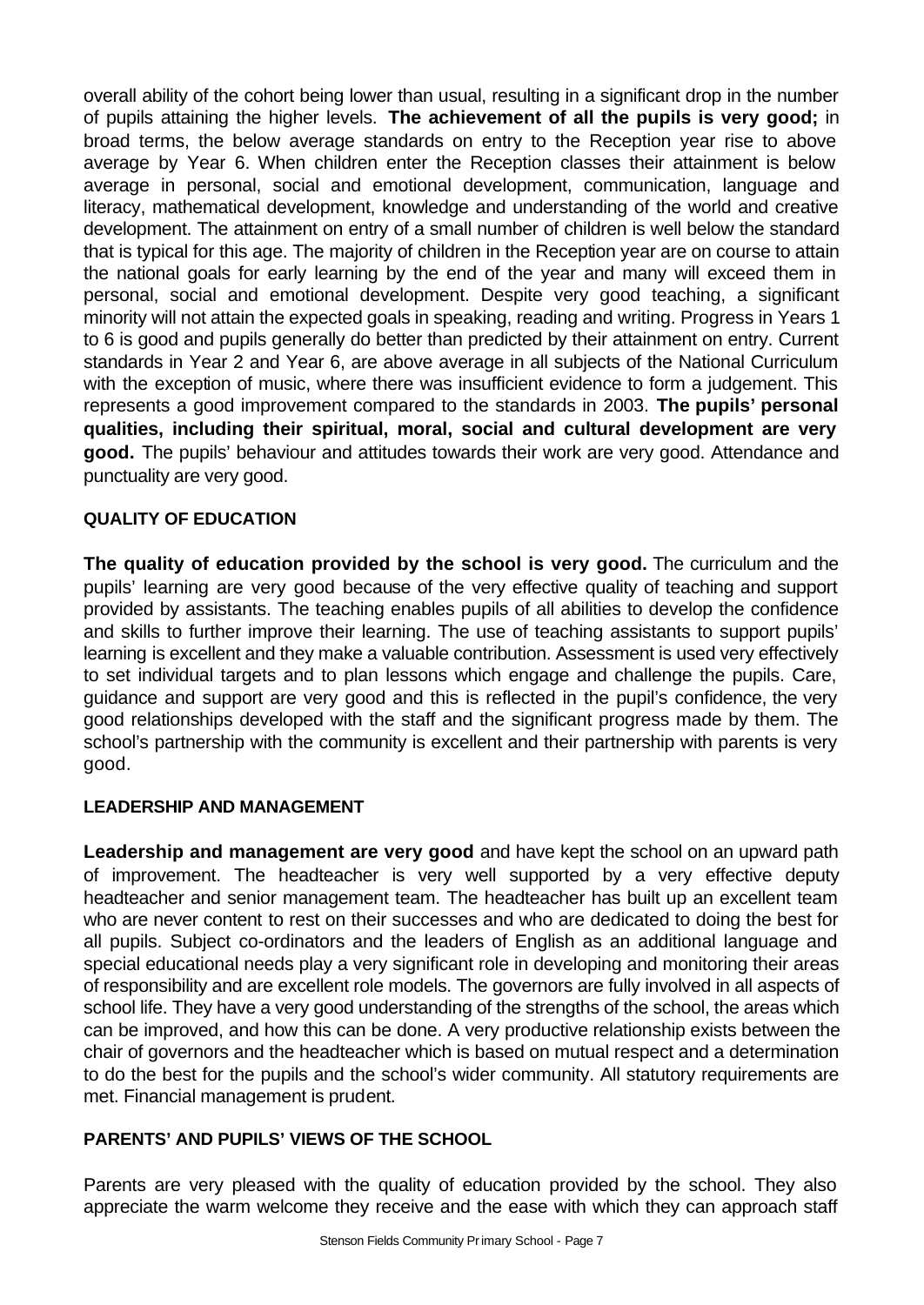overall ability of the cohort being lower than usual, resulting in a significant drop in the number of pupils attaining the higher levels. **The achievement of all the pupils is very good;** in broad terms, the below average standards on entry to the Reception year rise to above average by Year 6. When children enter the Reception classes their attainment is below average in personal, social and emotional development, communication, language and literacy, mathematical development, knowledge and understanding of the world and creative development. The attainment on entry of a small number of children is well below the standard that is typical for this age. The majority of children in the Reception year are on course to attain the national goals for early learning by the end of the year and many will exceed them in personal, social and emotional development. Despite very good teaching, a significant minority will not attain the expected goals in speaking, reading and writing. Progress in Years 1 to 6 is good and pupils generally do better than predicted by their attainment on entry. Current standards in Year 2 and Year 6, are above average in all subjects of the National Curriculum with the exception of music, where there was insufficient evidence to form a judgement. This represents a good improvement compared to the standards in 2003. **The pupils' personal qualities, including their spiritual, moral, social and cultural development are very good.** The pupils' behaviour and attitudes towards their work are very good. Attendance and punctuality are very good.

**QUALITY OF EDUCATION**

**The quality of education provided by the school is very good.** The curriculum and the pupils' learning are very good because of the very effective quality of teaching and support provided by assistants. The teaching enables pupils of all abilities to develop the confidence and skills to further improve their learning. The use of teaching assistants to support pupils' learning is excellent and they make a valuable contribution. Assessment is used very effectively to set individual targets and to plan lessons which engage and challenge the pupils. Care, guidance and support are very good and this is reflected in the pupil's confidence, the very good relationships developed with the staff and the significant progress made by them. The school's partnership with the community is excellent and their partnership with parents is very good.

**LEADERSHIP AND MANAGEMENT**

**Leadership and management are very good** and have kept the school on an upward path of improvement. The headteacher is very well supported by a very effective deputy headteacher and senior management team. The headteacher has built up an excellent team who are never content to rest on their successes and who are dedicated to doing the best for all pupils. Subject co-ordinators and the leaders of English as an additional language and special educational needs play a very significant role in developing and monitoring their areas of responsibility and are excellent role models. The governors are fully involved in all aspects of school life. They have a very good understanding of the strengths of the school, the areas which can be improved, and how this can be done. A very productive relationship exists between the chair of governors and the headteacher which is based on mutual respect and a determination to do the best for the pupils and the school's wider community. All statutory requirements are met. Financial management is prudent.

**PARENTS' AND PUPILS' VIEWS OF THE SCHOOL**

Parents are very pleased with the quality of education provided by the school. They also appreciate the warm welcome they receive and the ease with which they can approach staff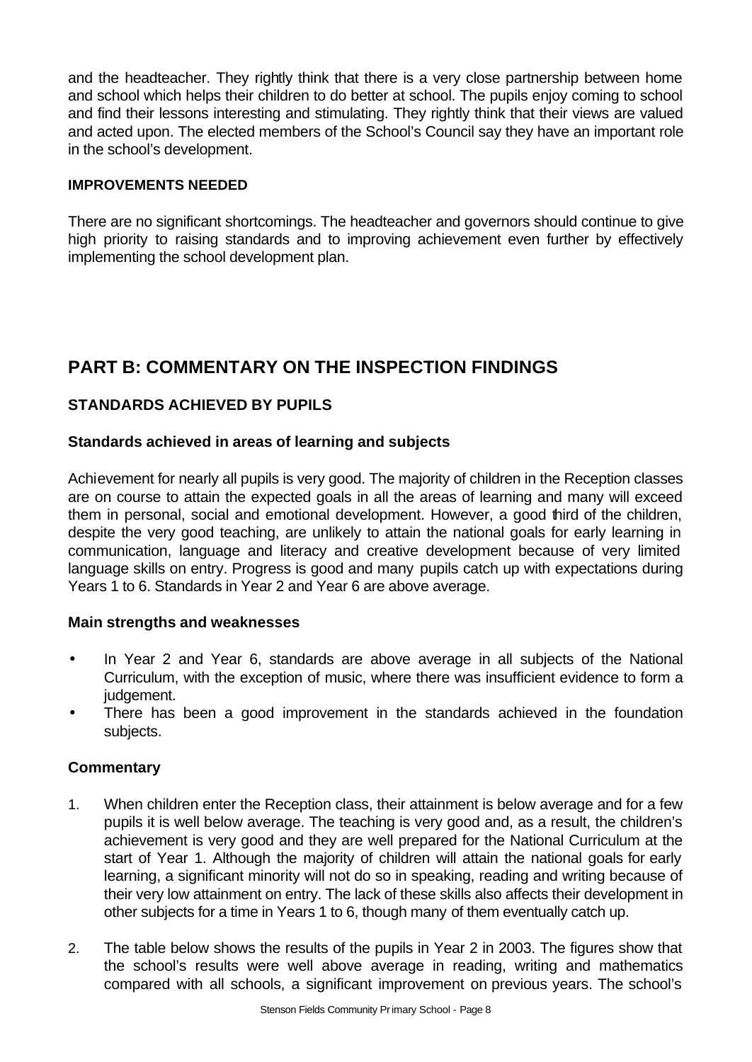and the headteacher. They rightly think that there is a very close partnership between home and school which helps their children to do better at school. The pupils enjoy coming to school and find their lessons interesting and stimulating. They rightly think that their views are valued and acted upon. The elected members of the School's Council say they have an important role in the school's development.

**IMPROVEMENTS NEEDED**

There are no significant shortcomings. The headteacher and governors should continue to give high priority to raising standards and to improving achievement even further by effectively implementing the school development plan.

# PART B: COMMENTARY ON THE INSPECTION FINDINGS

## STANDARDS ACHIEVED BY PUPILS

### Standards achieved in areas of learning and subjects

Achievement for nearly all pupils is very good. The majority of children in the Reception classes are on course to attain the expected goals in all the areas of learning and many will exceed them in personal, social and emotional development. However, a good third of the children, despite the very good teaching, are unlikely to attain the national goals for early learning in communication, language and literacy and creative development because of very limited language skills on entry. Progress is good and many pupils catch up with expectations during Years 1 to 6. Standards in Year 2 and Year 6 are above average.

### Main strengths and weaknesses

- In Year 2 and Year 6, standards are above average in all subjects of the National Curriculum, with the exception of music, where there was insufficient evidence to form a judgement.
- There has been a good improvement in the standards achieved in the foundation subjects.

### Commentary

1. When children enter the Reception class, their attainment is below average and for a few pupils it is well below average. The teaching is very good and, as a result, the children's achievement is very good and they are well prepared for the National Curriculum at the start of Year 1. Although the majority of children will attain the national goals for early learning, a significant minority will not do so in speaking, reading and writing because of their very low attainment on entry. The lack of these skills also affects their development in other subjects for a time in Years 1 to 6, though many of them eventually catch up.

2. The table below shows the results of the pupils in Year 2 in 2003. The figures show that the school's results were well above average in reading, writing and mathematics compared with all schools, a significant improvement on previous years. The school's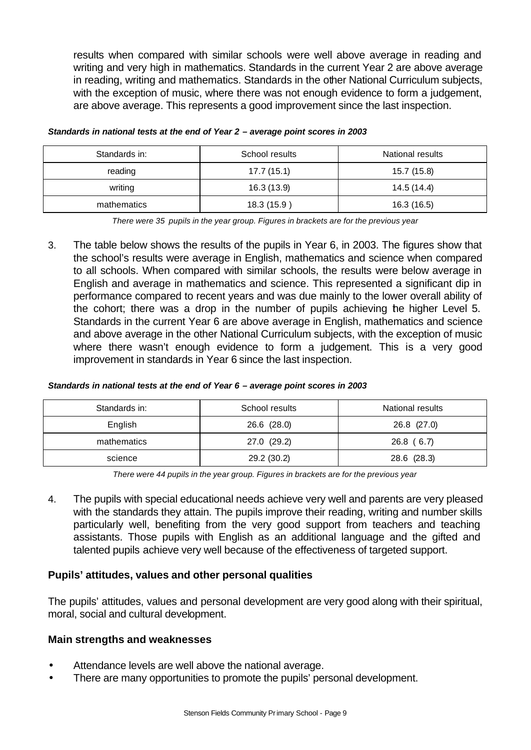results when compared with similar schools were well above average in reading and writing and very high in mathematics. Standards in the current Year 2 are above average in reading, writing and mathematics. Standards in the other National Curriculum subjects, with the exception of music, where there was not enough evidence to form a judgement, are above average. This represents a good improvement since the last inspection.

***Standards in national tests at the end of Year 2 – average point scores in 2003***

| Standards in: | School results | National results |
|---|---|---|
| reading | 17.7 (15.1) | 15.7 (15.8) |
| writing | 16.3 (13.9) | 14.5 (14.4) |
| mathematics | 18.3 (15.9 ) | 16.3 (16.5) |

*There were 35 pupils in the year group. Figures in brackets are for the previous year*

3. The table below shows the results of the pupils in Year 6, in 2003. The figures show that the school's results were average in English, mathematics and science when compared to all schools. When compared with similar schools, the results were below average in English and average in mathematics and science. This represented a significant dip in performance compared to recent years and was due mainly to the lower overall ability of the cohort; there was a drop in the number of pupils achieving the higher Level 5. Standards in the current Year 6 are above average in English, mathematics and science and above average in the other National Curriculum subjects, with the exception of music where there wasn't enough evidence to form a judgement. This is a very good improvement in standards in Year 6 since the last inspection.

***Standards in national tests at the end of Year 6 – average point scores in 2003***

| Standards in: | School results | National results |
|---|---|---|
| English | 26.6 (28.0) | 26.8 (27.0) |
| mathematics | 27.0 (29.2) | 26.8 ( 6.7) |
| science | 29.2 (30.2) | 28.6 (28.3) |

*There were 44 pupils in the year group. Figures in brackets are for the previous year*

4. The pupils with special educational needs achieve very well and parents are very pleased with the standards they attain. The pupils improve their reading, writing and number skills particularly well, benefiting from the very good support from teachers and teaching assistants. Those pupils with English as an additional language and the gifted and talented pupils achieve very well because of the effectiveness of targeted support.

## Pupils' attitudes, values and other personal qualities

The pupils' attitudes, values and personal development are very good along with their spiritual, moral, social and cultural development.

## Main strengths and weaknesses

- Attendance levels are well above the national average.
- There are many opportunities to promote the pupils' personal development.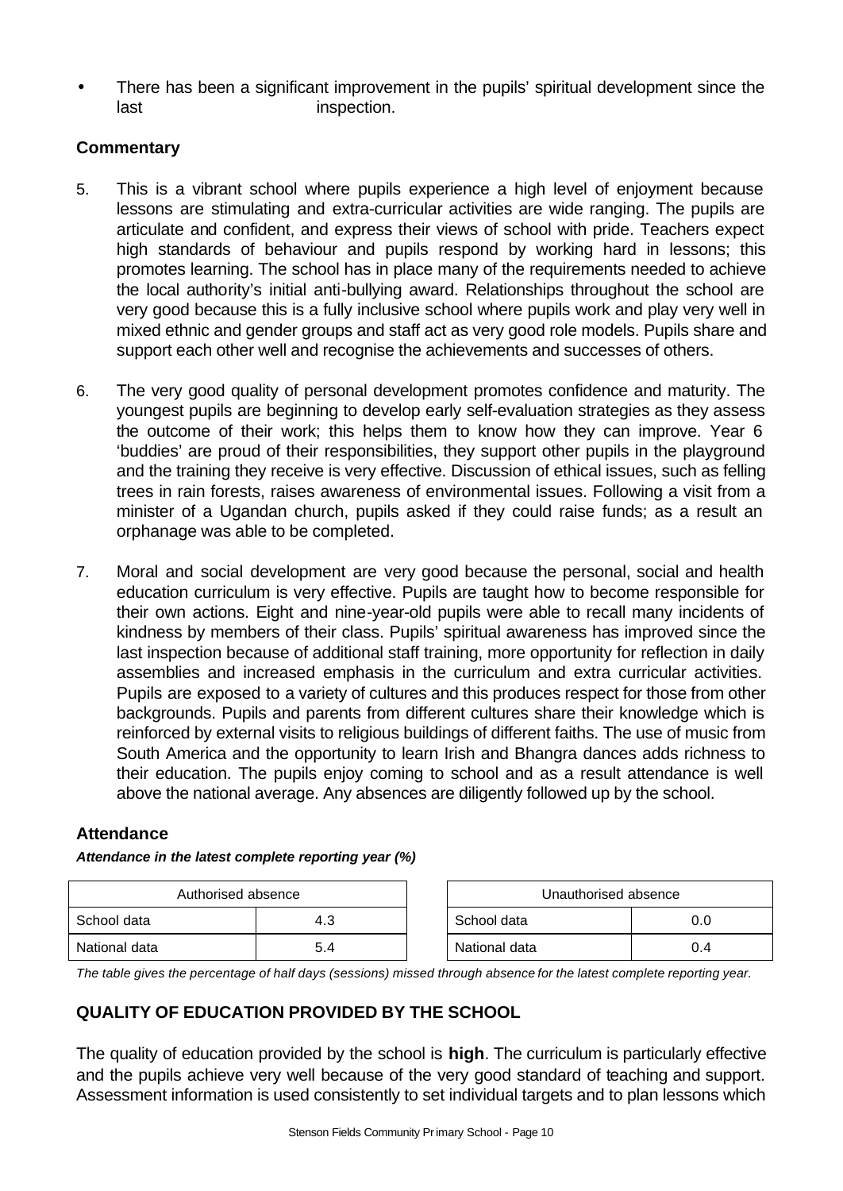- There has been a significant improvement in the pupils' spiritual development since the last inspection.

### Commentary

5. This is a vibrant school where pupils experience a high level of enjoyment because lessons are stimulating and extra-curricular activities are wide ranging. The pupils are articulate and confident, and express their views of school with pride. Teachers expect high standards of behaviour and pupils respond by working hard in lessons; this promotes learning. The school has in place many of the requirements needed to achieve the local authority's initial anti-bullying award. Relationships throughout the school are very good because this is a fully inclusive school where pupils work and play very well in mixed ethnic and gender groups and staff act as very good role models. Pupils share and support each other well and recognise the achievements and successes of others.

6. The very good quality of personal development promotes confidence and maturity. The youngest pupils are beginning to develop early self-evaluation strategies as they assess the outcome of their work; this helps them to know how they can improve. Year 6 'buddies' are proud of their responsibilities, they support other pupils in the playground and the training they receive is very effective. Discussion of ethical issues, such as felling trees in rain forests, raises awareness of environmental issues. Following a visit from a minister of a Ugandan church, pupils asked if they could raise funds; as a result an orphanage was able to be completed.

7. Moral and social development are very good because the personal, social and health education curriculum is very effective. Pupils are taught how to become responsible for their own actions. Eight and nine-year-old pupils were able to recall many incidents of kindness by members of their class. Pupils' spiritual awareness has improved since the last inspection because of additional staff training, more opportunity for reflection in daily assemblies and increased emphasis in the curriculum and extra curricular activities. Pupils are exposed to a variety of cultures and this produces respect for those from other backgrounds. Pupils and parents from different cultures share their knowledge which is reinforced by external visits to religious buildings of different faiths. The use of music from South America and the opportunity to learn Irish and Bhangra dances adds richness to their education. The pupils enjoy coming to school and as a result attendance is well above the national average. Any absences are diligently followed up by the school.

### Attendance

***Attendance in the latest complete reporting year (%)***

| Authorised absence | |
|---|---|
| School data | 4.3 |
| National data | 5.4 |

| Unauthorised absence | |
|---|---|
| School data | 0.0 |
| National data | 0.4 |

*The table gives the percentage of half days (sessions) missed through absence for the latest complete reporting year.*

## QUALITY OF EDUCATION PROVIDED BY THE SCHOOL

The quality of education provided by the school is **high**. The curriculum is particularly effective and the pupils achieve very well because of the very good standard of teaching and support. Assessment information is used consistently to set individual targets and to plan lessons which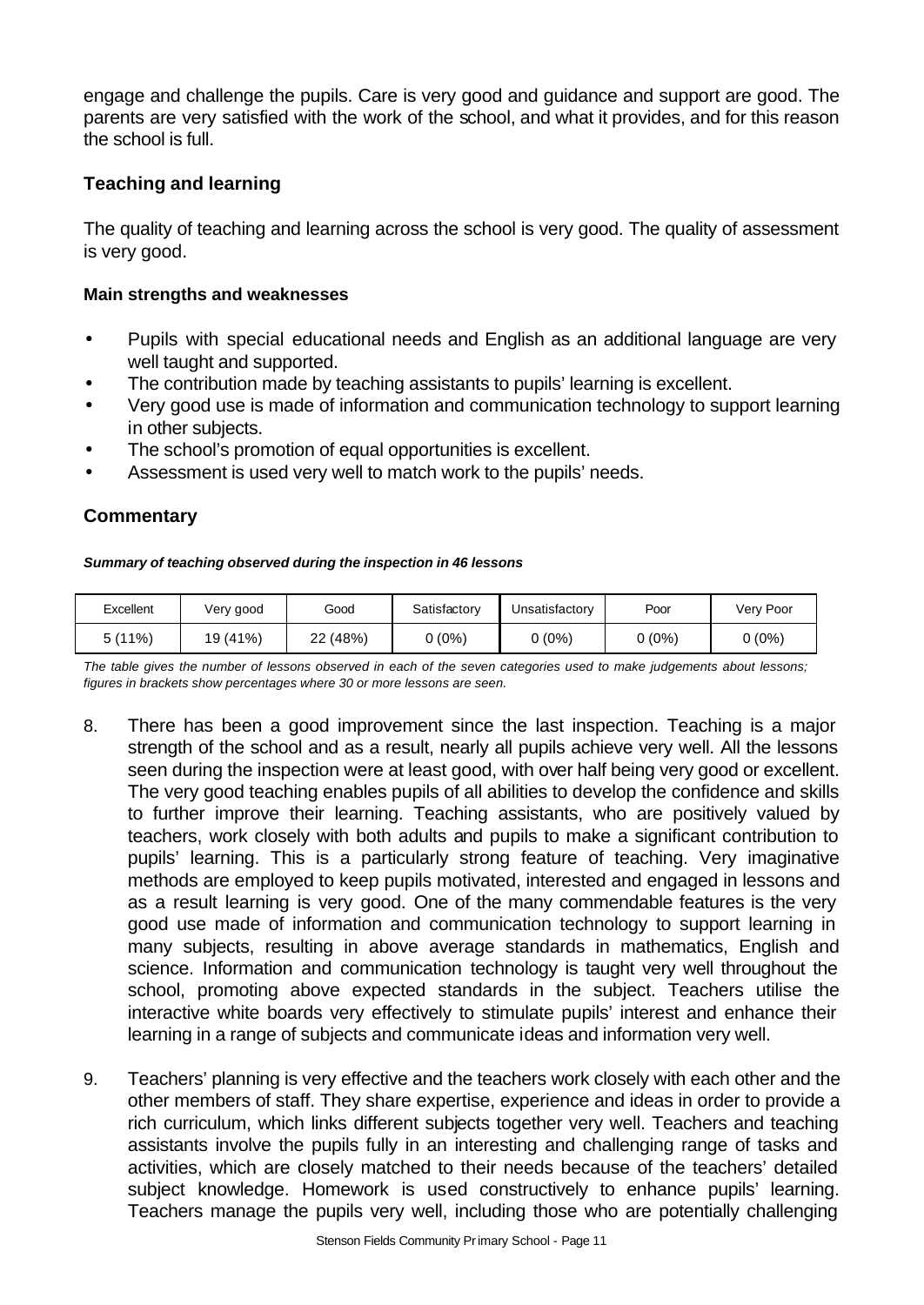engage and challenge the pupils. Care is very good and guidance and support are good. The parents are very satisfied with the work of the school, and what it provides, and for this reason the school is full.

## Teaching and learning

The quality of teaching and learning across the school is very good. The quality of assessment is very good.

**Main strengths and weaknesses**

- Pupils with special educational needs and English as an additional language are very well taught and supported.
- The contribution made by teaching assistants to pupils' learning is excellent.
- Very good use is made of information and communication technology to support learning in other subjects.
- The school's promotion of equal opportunities is excellent.
- Assessment is used very well to match work to the pupils' needs.

## Commentary

***Summary of teaching observed during the inspection in 46 lessons***

| Excellent | Very good | Good | Satisfactory | Unsatisfactory | Poor | Very Poor |
|---|---|---|---|---|---|---|
| 5 (11%) | 19 (41%) | 22 (48%) | 0 (0%) | 0 (0%) | 0 (0%) | 0 (0%) |

*The table gives the number of lessons observed in each of the seven categories used to make judgements about lessons; figures in brackets show percentages where 30 or more lessons are seen.*

8. There has been a good improvement since the last inspection. Teaching is a major strength of the school and as a result, nearly all pupils achieve very well. All the lessons seen during the inspection were at least good, with over half being very good or excellent. The very good teaching enables pupils of all abilities to develop the confidence and skills to further improve their learning. Teaching assistants, who are positively valued by teachers, work closely with both adults and pupils to make a significant contribution to pupils' learning. This is a particularly strong feature of teaching. Very imaginative methods are employed to keep pupils motivated, interested and engaged in lessons and as a result learning is very good. One of the many commendable features is the very good use made of information and communication technology to support learning in many subjects, resulting in above average standards in mathematics, English and science. Information and communication technology is taught very well throughout the school, promoting above expected standards in the subject. Teachers utilise the interactive white boards very effectively to stimulate pupils' interest and enhance their learning in a range of subjects and communicate ideas and information very well.

9. Teachers' planning is very effective and the teachers work closely with each other and the other members of staff. They share expertise, experience and ideas in order to provide a rich curriculum, which links different subjects together very well. Teachers and teaching assistants involve the pupils fully in an interesting and challenging range of tasks and activities, which are closely matched to their needs because of the teachers' detailed subject knowledge. Homework is used constructively to enhance pupils' learning. Teachers manage the pupils very well, including those who are potentially challenging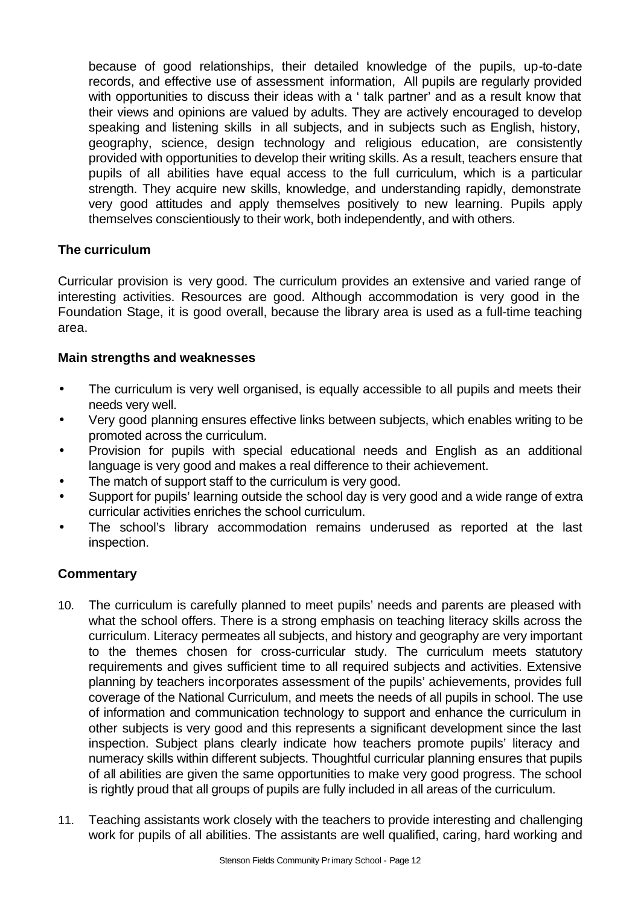because of good relationships, their detailed knowledge of the pupils, up-to-date records, and effective use of assessment information, All pupils are regularly provided with opportunities to discuss their ideas with a ' talk partner' and as a result know that their views and opinions are valued by adults. They are actively encouraged to develop speaking and listening skills in all subjects, and in subjects such as English, history, geography, science, design technology and religious education, are consistently provided with opportunities to develop their writing skills. As a result, teachers ensure that pupils of all abilities have equal access to the full curriculum, which is a particular strength. They acquire new skills, knowledge, and understanding rapidly, demonstrate very good attitudes and apply themselves positively to new learning. Pupils apply themselves conscientiously to their work, both independently, and with others.

### The curriculum

Curricular provision is very good. The curriculum provides an extensive and varied range of interesting activities. Resources are good. Although accommodation is very good in the Foundation Stage, it is good overall, because the library area is used as a full-time teaching area.

#### Main strengths and weaknesses

- The curriculum is very well organised, is equally accessible to all pupils and meets their needs very well.
- Very good planning ensures effective links between subjects, which enables writing to be promoted across the curriculum.
- Provision for pupils with special educational needs and English as an additional language is very good and makes a real difference to their achievement.
- The match of support staff to the curriculum is very good.
- Support for pupils' learning outside the school day is very good and a wide range of extra curricular activities enriches the school curriculum.
- The school's library accommodation remains underused as reported at the last inspection.

#### Commentary

10. The curriculum is carefully planned to meet pupils' needs and parents are pleased with what the school offers. There is a strong emphasis on teaching literacy skills across the curriculum. Literacy permeates all subjects, and history and geography are very important to the themes chosen for cross-curricular study. The curriculum meets statutory requirements and gives sufficient time to all required subjects and activities. Extensive planning by teachers incorporates assessment of the pupils' achievements, provides full coverage of the National Curriculum, and meets the needs of all pupils in school. The use of information and communication technology to support and enhance the curriculum in other subjects is very good and this represents a significant development since the last inspection. Subject plans clearly indicate how teachers promote pupils' literacy and numeracy skills within different subjects. Thoughtful curricular planning ensures that pupils of all abilities are given the same opportunities to make very good progress. The school is rightly proud that all groups of pupils are fully included in all areas of the curriculum.

11. Teaching assistants work closely with the teachers to provide interesting and challenging work for pupils of all abilities. The assistants are well qualified, caring, hard working and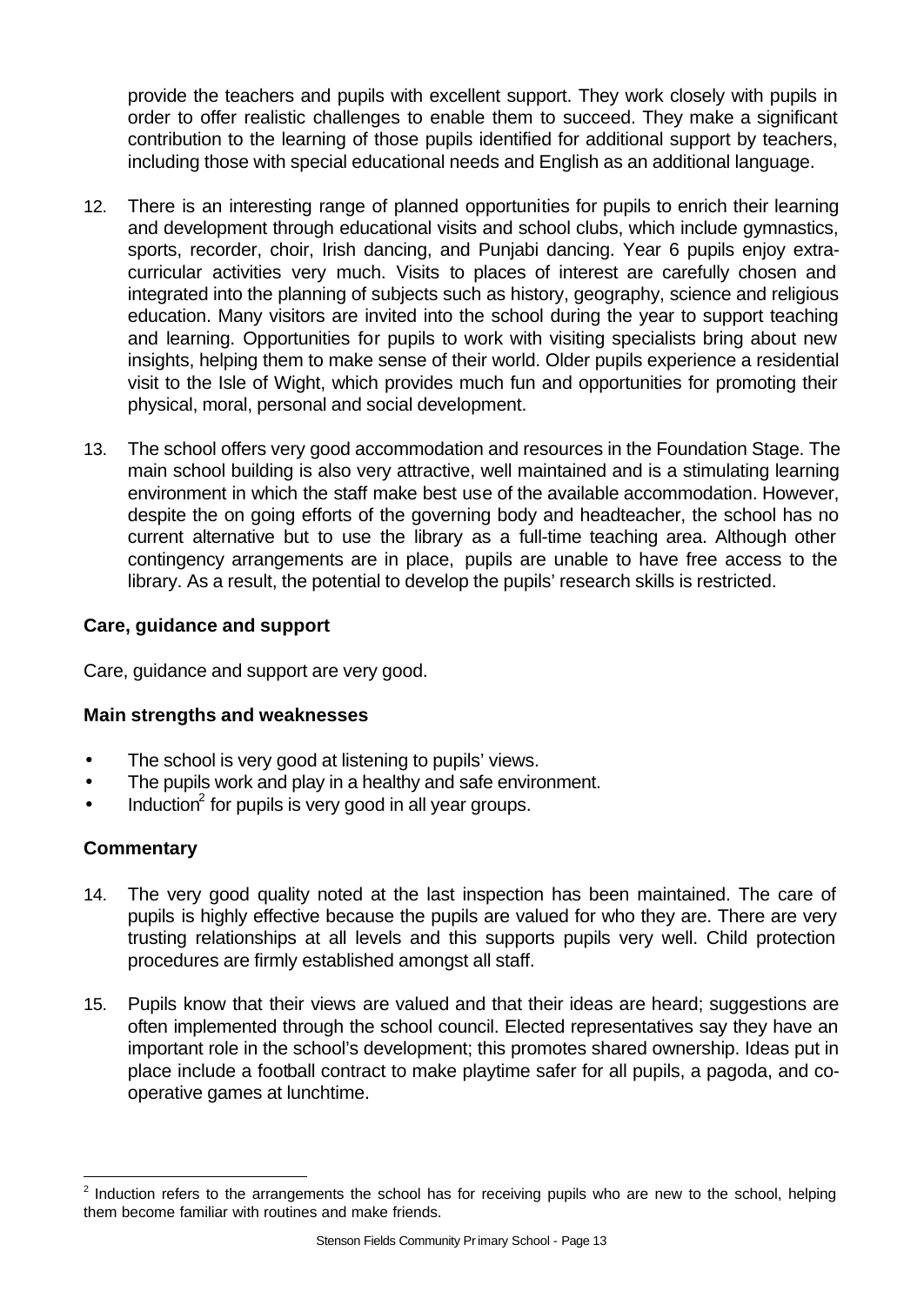provide the teachers and pupils with excellent support. They work closely with pupils in order to offer realistic challenges to enable them to succeed. They make a significant contribution to the learning of those pupils identified for additional support by teachers, including those with special educational needs and English as an additional language.

12. There is an interesting range of planned opportunities for pupils to enrich their learning and development through educational visits and school clubs, which include gymnastics, sports, recorder, choir, Irish dancing, and Punjabi dancing. Year 6 pupils enjoy extra-curricular activities very much. Visits to places of interest are carefully chosen and integrated into the planning of subjects such as history, geography, science and religious education. Many visitors are invited into the school during the year to support teaching and learning. Opportunities for pupils to work with visiting specialists bring about new insights, helping them to make sense of their world. Older pupils experience a residential visit to the Isle of Wight, which provides much fun and opportunities for promoting their physical, moral, personal and social development.

13. The school offers very good accommodation and resources in the Foundation Stage. The main school building is also very attractive, well maintained and is a stimulating learning environment in which the staff make best use of the available accommodation. However, despite the on going efforts of the governing body and headteacher, the school has no current alternative but to use the library as a full-time teaching area. Although other contingency arrangements are in place, pupils are unable to have free access to the library. As a result, the potential to develop the pupils' research skills is restricted.

### Care, guidance and support

Care, guidance and support are very good.

### Main strengths and weaknesses

- The school is very good at listening to pupils' views.
- The pupils work and play in a healthy and safe environment.
- Induction[2] for pupils is very good in all year groups.

### Commentary

14. The very good quality noted at the last inspection has been maintained. The care of pupils is highly effective because the pupils are valued for who they are. There are very trusting relationships at all levels and this supports pupils very well. Child protection procedures are firmly established amongst all staff.

15. Pupils know that their views are valued and that their ideas are heard; suggestions are often implemented through the school council. Elected representatives say they have an important role in the school's development; this promotes shared ownership. Ideas put in place include a football contract to make playtime safer for all pupils, a pagoda, and co-operative games at lunchtime.

[2] Induction refers to the arrangements the school has for receiving pupils who are new to the school, helping them become familiar with routines and make friends.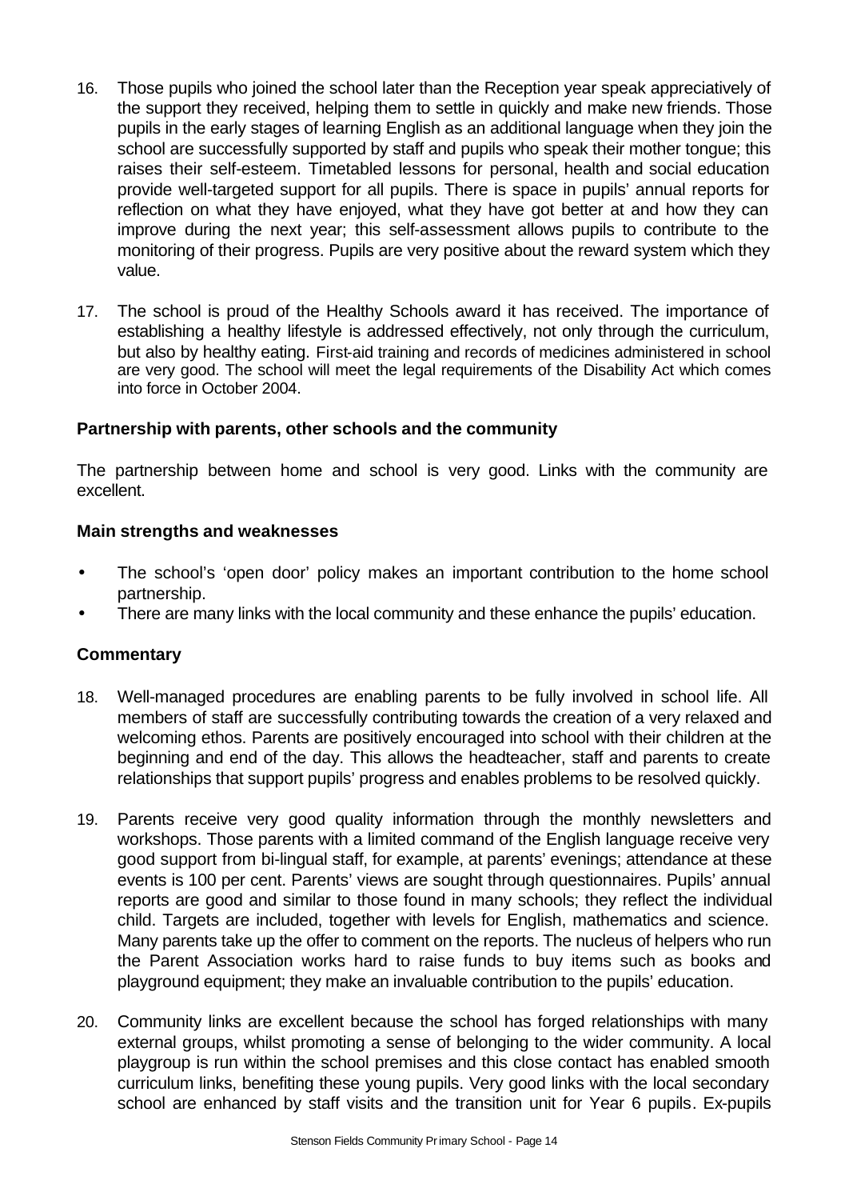16. Those pupils who joined the school later than the Reception year speak appreciatively of the support they received, helping them to settle in quickly and make new friends. Those pupils in the early stages of learning English as an additional language when they join the school are successfully supported by staff and pupils who speak their mother tongue; this raises their self-esteem. Timetabled lessons for personal, health and social education provide well-targeted support for all pupils. There is space in pupils' annual reports for reflection on what they have enjoyed, what they have got better at and how they can improve during the next year; this self-assessment allows pupils to contribute to the monitoring of their progress. Pupils are very positive about the reward system which they value.

17. The school is proud of the Healthy Schools award it has received. The importance of establishing a healthy lifestyle is addressed effectively, not only through the curriculum, but also by healthy eating. First-aid training and records of medicines administered in school are very good. The school will meet the legal requirements of the Disability Act which comes into force in October 2004.

### Partnership with parents, other schools and the community

The partnership between home and school is very good. Links with the community are excellent.

### Main strengths and weaknesses

- The school's 'open door' policy makes an important contribution to the home school partnership.
- There are many links with the local community and these enhance the pupils' education.

### Commentary

18. Well-managed procedures are enabling parents to be fully involved in school life. All members of staff are successfully contributing towards the creation of a very relaxed and welcoming ethos. Parents are positively encouraged into school with their children at the beginning and end of the day. This allows the headteacher, staff and parents to create relationships that support pupils' progress and enables problems to be resolved quickly.

19. Parents receive very good quality information through the monthly newsletters and workshops. Those parents with a limited command of the English language receive very good support from bi-lingual staff, for example, at parents' evenings; attendance at these events is 100 per cent. Parents' views are sought through questionnaires. Pupils' annual reports are good and similar to those found in many schools; they reflect the individual child. Targets are included, together with levels for English, mathematics and science. Many parents take up the offer to comment on the reports. The nucleus of helpers who run the Parent Association works hard to raise funds to buy items such as books and playground equipment; they make an invaluable contribution to the pupils' education.

20. Community links are excellent because the school has forged relationships with many external groups, whilst promoting a sense of belonging to the wider community. A local playgroup is run within the school premises and this close contact has enabled smooth curriculum links, benefiting these young pupils. Very good links with the local secondary school are enhanced by staff visits and the transition unit for Year 6 pupils. Ex-pupils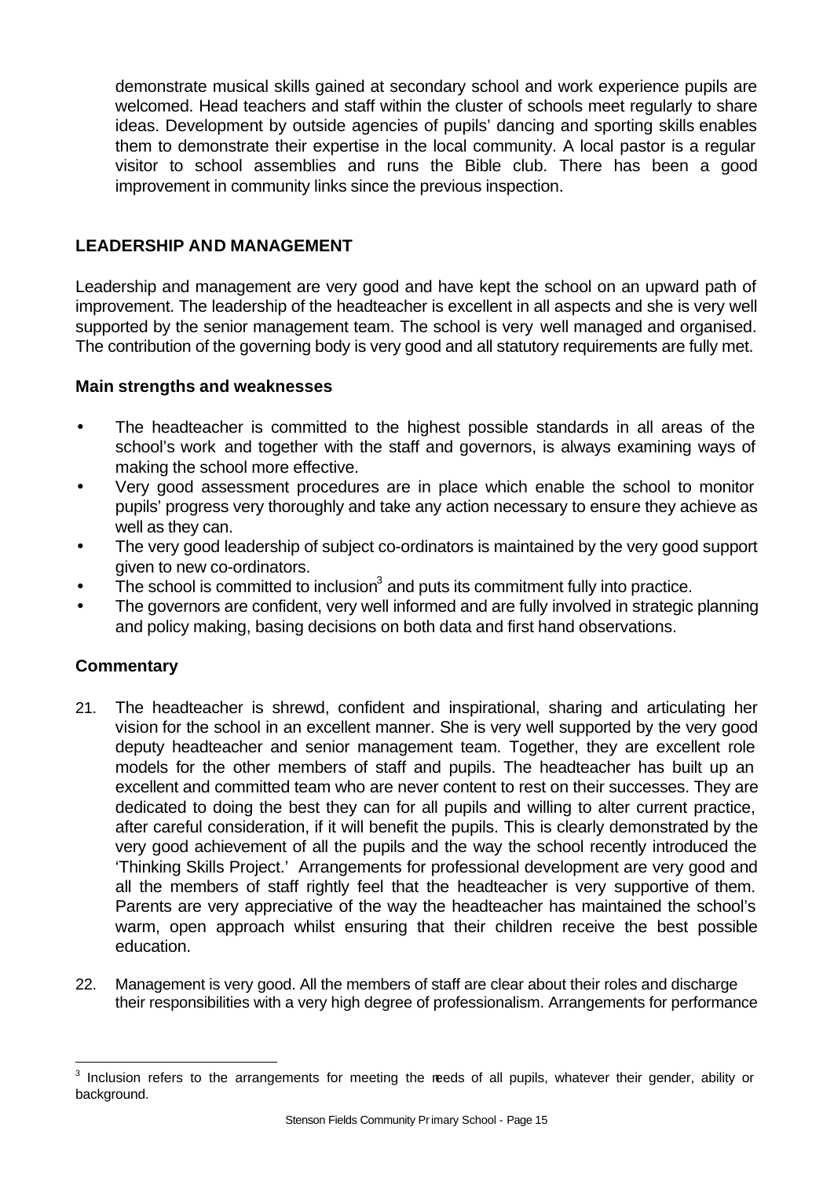demonstrate musical skills gained at secondary school and work experience pupils are welcomed. Head teachers and staff within the cluster of schools meet regularly to share ideas. Development by outside agencies of pupils' dancing and sporting skills enables them to demonstrate their expertise in the local community. A local pastor is a regular visitor to school assemblies and runs the Bible club. There has been a good improvement in community links since the previous inspection.

## LEADERSHIP AND MANAGEMENT

Leadership and management are very good and have kept the school on an upward path of improvement. The leadership of the headteacher is excellent in all aspects and she is very well supported by the senior management team. The school is very well managed and organised. The contribution of the governing body is very good and all statutory requirements are fully met.

### Main strengths and weaknesses

- The headteacher is committed to the highest possible standards in all areas of the school's work and together with the staff and governors, is always examining ways of making the school more effective.
- Very good assessment procedures are in place which enable the school to monitor pupils' progress very thoroughly and take any action necessary to ensure they achieve as well as they can.
- The very good leadership of subject co-ordinators is maintained by the very good support given to new co-ordinators.
- The school is committed to inclusion[3] and puts its commitment fully into practice.
- The governors are confident, very well informed and are fully involved in strategic planning and policy making, basing decisions on both data and first hand observations.

### Commentary

21. The headteacher is shrewd, confident and inspirational, sharing and articulating her vision for the school in an excellent manner. She is very well supported by the very good deputy headteacher and senior management team. Together, they are excellent role models for the other members of staff and pupils. The headteacher has built up an excellent and committed team who are never content to rest on their successes. They are dedicated to doing the best they can for all pupils and willing to alter current practice, after careful consideration, if it will benefit the pupils. This is clearly demonstrated by the very good achievement of all the pupils and the way the school recently introduced the 'Thinking Skills Project.' Arrangements for professional development are very good and all the members of staff rightly feel that the headteacher is very supportive of them. Parents are very appreciative of the way the headteacher has maintained the school's warm, open approach whilst ensuring that their children receive the best possible education.

22. Management is very good. All the members of staff are clear about their roles and discharge their responsibilities with a very high degree of professionalism. Arrangements for performance

[3] Inclusion refers to the arrangements for meeting the needs of all pupils, whatever their gender, ability or background.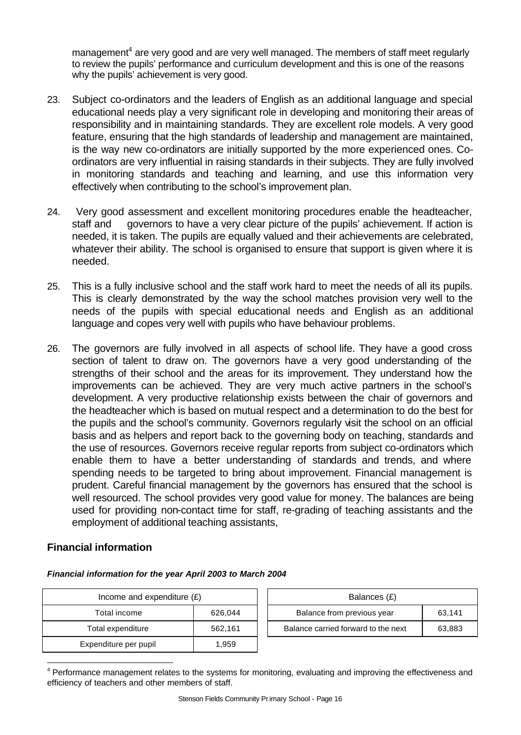management[4] are very good and are very well managed. The members of staff meet regularly to review the pupils' performance and curriculum development and this is one of the reasons why the pupils' achievement is very good.

23. Subject co-ordinators and the leaders of English as an additional language and special educational needs play a very significant role in developing and monitoring their areas of responsibility and in maintaining standards. They are excellent role models. A very good feature, ensuring that the high standards of leadership and management are maintained, is the way new co-ordinators are initially supported by the more experienced ones. Co-ordinators are very influential in raising standards in their subjects. They are fully involved in monitoring standards and teaching and learning, and use this information very effectively when contributing to the school's improvement plan.

24. Very good assessment and excellent monitoring procedures enable the headteacher, staff and governors to have a very clear picture of the pupils' achievement. If action is needed, it is taken. The pupils are equally valued and their achievements are celebrated, whatever their ability. The school is organised to ensure that support is given where it is needed.

25. This is a fully inclusive school and the staff work hard to meet the needs of all its pupils. This is clearly demonstrated by the way the school matches provision very well to the needs of the pupils with special educational needs and English as an additional language and copes very well with pupils who have behaviour problems.

26. The governors are fully involved in all aspects of school life. They have a good cross section of talent to draw on. The governors have a very good understanding of the strengths of their school and the areas for its improvement. They understand how the improvements can be achieved. They are very much active partners in the school's development. A very productive relationship exists between the chair of governors and the headteacher which is based on mutual respect and a determination to do the best for the pupils and the school's community. Governors regularly visit the school on an official basis and as helpers and report back to the governing body on teaching, standards and the use of resources. Governors receive regular reports from subject co-ordinators which enable them to have a better understanding of standards and trends, and where spending needs to be targeted to bring about improvement. Financial management is prudent. Careful financial management by the governors has ensured that the school is well resourced. The school provides very good value for money. The balances are being used for providing non-contact time for staff, re-grading of teaching assistants and the employment of additional teaching assistants,

### Financial information

***Financial information for the year April 2003 to March 2004***

| Income and expenditure (£) | |
|---|---|
| Total income | 626,044 |
| Total expenditure | 562,161 |
| Expenditure per pupil | 1,959 |

| Balances (£) | |
|---|---|
| Balance from previous year | 63,141 |
| Balance carried forward to the next | 63,883 |

[4] Performance management relates to the systems for monitoring, evaluating and improving the effectiveness and efficiency of teachers and other members of staff.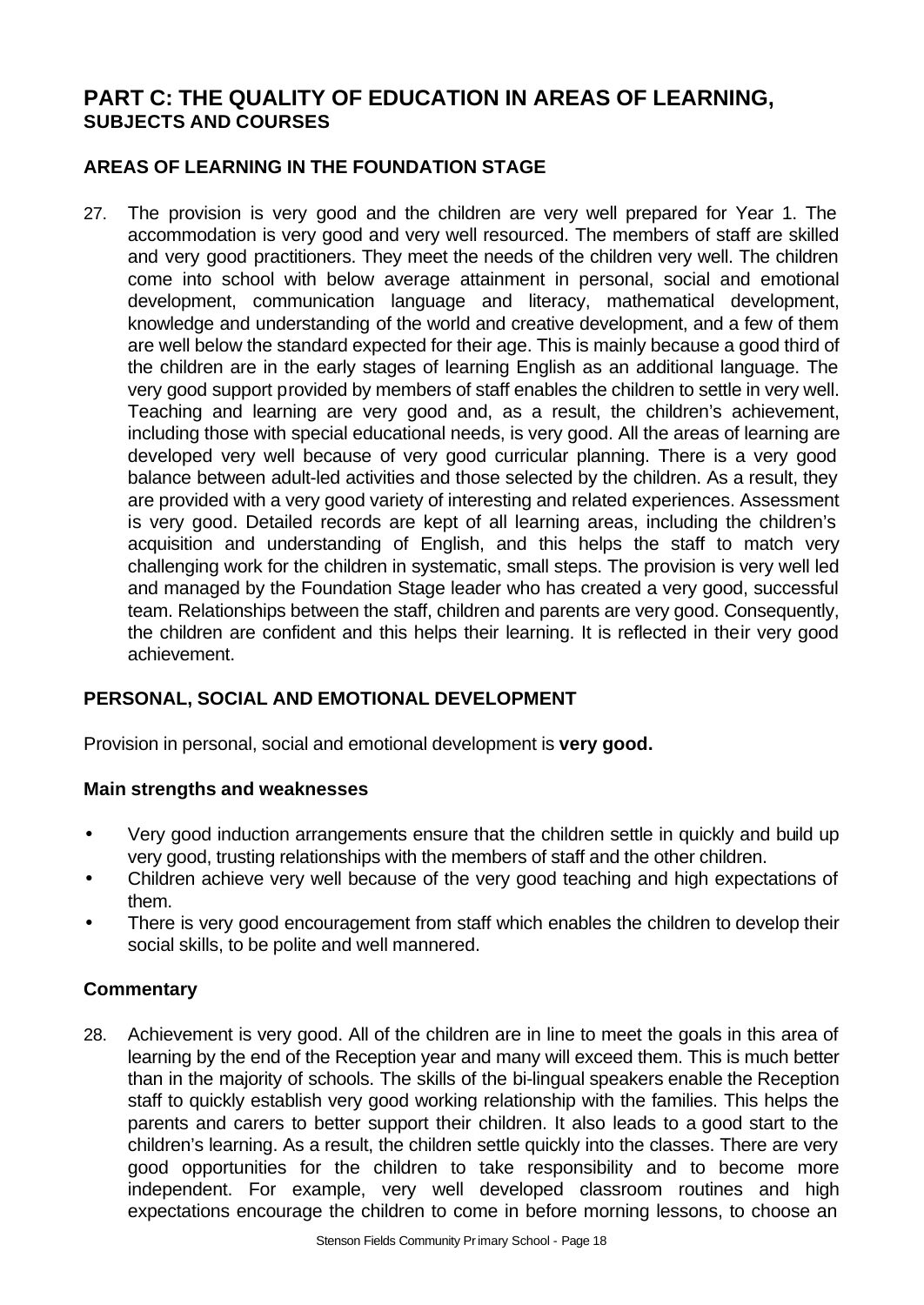# PART C: THE QUALITY OF EDUCATION IN AREAS OF LEARNING, SUBJECTS AND COURSES

## AREAS OF LEARNING IN THE FOUNDATION STAGE

27. The provision is very good and the children are very well prepared for Year 1. The accommodation is very good and very well resourced. The members of staff are skilled and very good practitioners. They meet the needs of the children very well. The children come into school with below average attainment in personal, social and emotional development, communication language and literacy, mathematical development, knowledge and understanding of the world and creative development, and a few of them are well below the standard expected for their age. This is mainly because a good third of the children are in the early stages of learning English as an additional language. The very good support provided by members of staff enables the children to settle in very well. Teaching and learning are very good and, as a result, the children's achievement, including those with special educational needs, is very good. All the areas of learning are developed very well because of very good curricular planning. There is a very good balance between adult-led activities and those selected by the children. As a result, they are provided with a very good variety of interesting and related experiences. Assessment is very good. Detailed records are kept of all learning areas, including the children's acquisition and understanding of English, and this helps the staff to match very challenging work for the children in systematic, small steps. The provision is very well led and managed by the Foundation Stage leader who has created a very good, successful team. Relationships between the staff, children and parents are very good. Consequently, the children are confident and this helps their learning. It is reflected in their very good achievement.

## PERSONAL, SOCIAL AND EMOTIONAL DEVELOPMENT

Provision in personal, social and emotional development is **very good.**

### Main strengths and weaknesses

- Very good induction arrangements ensure that the children settle in quickly and build up very good, trusting relationships with the members of staff and the other children.
- Children achieve very well because of the very good teaching and high expectations of them.
- There is very good encouragement from staff which enables the children to develop their social skills, to be polite and well mannered.

### Commentary

28. Achievement is very good. All of the children are in line to meet the goals in this area of learning by the end of the Reception year and many will exceed them. This is much better than in the majority of schools. The skills of the bi-lingual speakers enable the Reception staff to quickly establish very good working relationship with the families. This helps the parents and carers to better support their children. It also leads to a good start to the children's learning. As a result, the children settle quickly into the classes. There are very good opportunities for the children to take responsibility and to become more independent. For example, very well developed classroom routines and high expectations encourage the children to come in before morning lessons, to choose an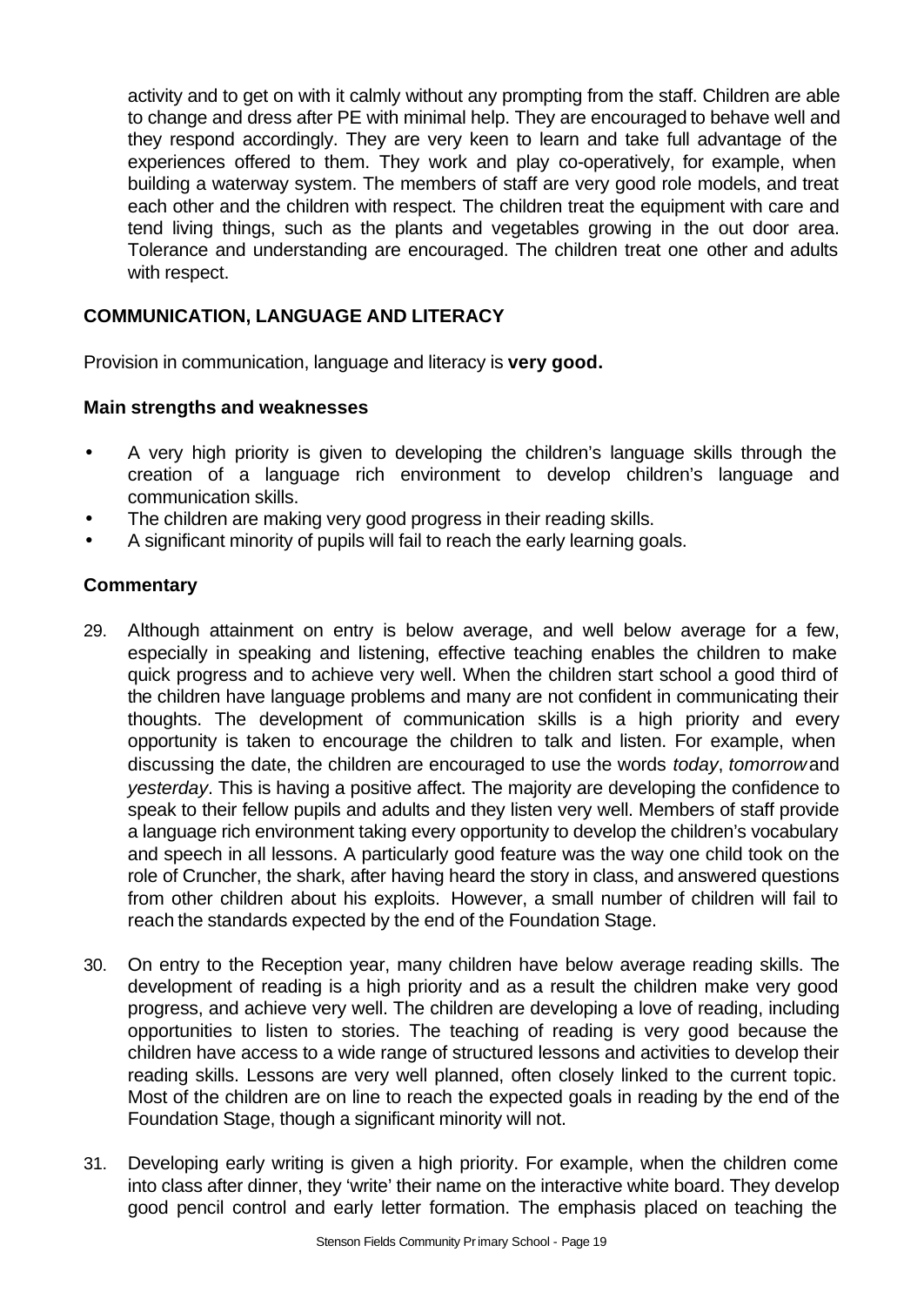activity and to get on with it calmly without any prompting from the staff. Children are able to change and dress after PE with minimal help. They are encouraged to behave well and they respond accordingly. They are very keen to learn and take full advantage of the experiences offered to them. They work and play co-operatively, for example, when building a waterway system. The members of staff are very good role models, and treat each other and the children with respect. The children treat the equipment with care and tend living things, such as the plants and vegetables growing in the out door area. Tolerance and understanding are encouraged. The children treat one other and adults with respect.

## COMMUNICATION, LANGUAGE AND LITERACY

Provision in communication, language and literacy is **very good.**

### Main strengths and weaknesses

- A very high priority is given to developing the children's language skills through the creation of a language rich environment to develop children's language and communication skills.
- The children are making very good progress in their reading skills.
- A significant minority of pupils will fail to reach the early learning goals.

### Commentary

29. Although attainment on entry is below average, and well below average for a few, especially in speaking and listening, effective teaching enables the children to make quick progress and to achieve very well. When the children start school a good third of the children have language problems and many are not confident in communicating their thoughts. The development of communication skills is a high priority and every opportunity is taken to encourage the children to talk and listen. For example, when discussing the date, the children are encouraged to use the words *today*, *tomorrow* and *yesterday*. This is having a positive affect. The majority are developing the confidence to speak to their fellow pupils and adults and they listen very well. Members of staff provide a language rich environment taking every opportunity to develop the children's vocabulary and speech in all lessons. A particularly good feature was the way one child took on the role of Cruncher, the shark, after having heard the story in class, and answered questions from other children about his exploits. However, a small number of children will fail to reach the standards expected by the end of the Foundation Stage.

30. On entry to the Reception year, many children have below average reading skills. The development of reading is a high priority and as a result the children make very good progress, and achieve very well. The children are developing a love of reading, including opportunities to listen to stories. The teaching of reading is very good because the children have access to a wide range of structured lessons and activities to develop their reading skills. Lessons are very well planned, often closely linked to the current topic. Most of the children are on line to reach the expected goals in reading by the end of the Foundation Stage, though a significant minority will not.

31. Developing early writing is given a high priority. For example, when the children come into class after dinner, they 'write' their name on the interactive white board. They develop good pencil control and early letter formation. The emphasis placed on teaching the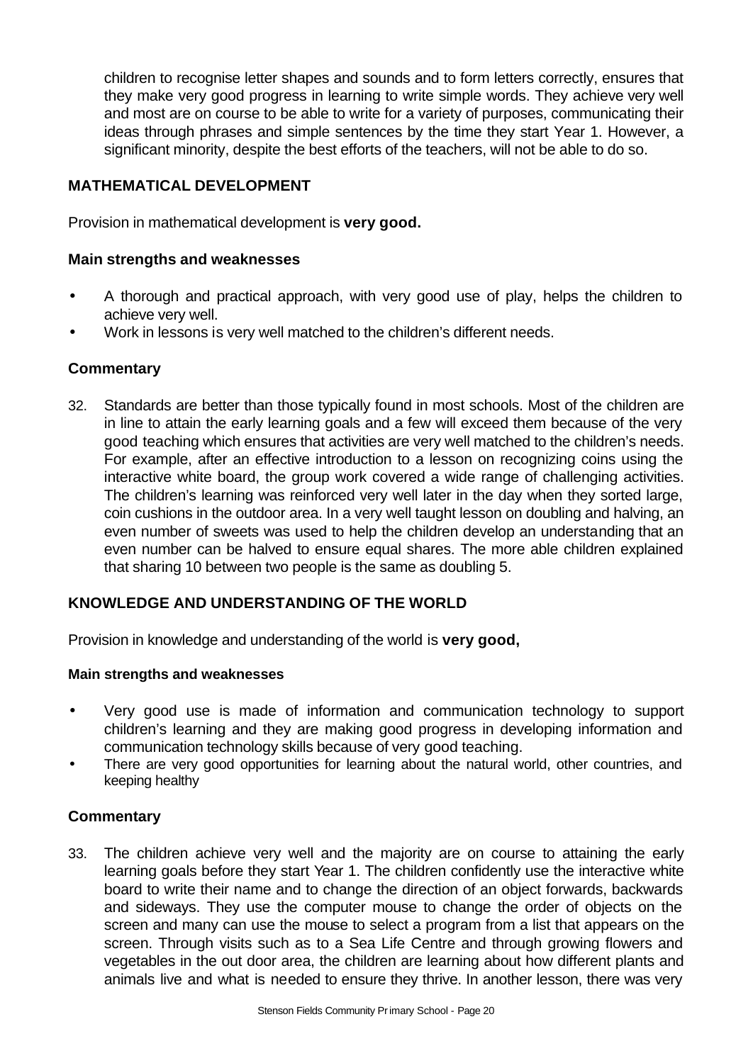children to recognise letter shapes and sounds and to form letters correctly, ensures that they make very good progress in learning to write simple words. They achieve very well and most are on course to be able to write for a variety of purposes, communicating their ideas through phrases and simple sentences by the time they start Year 1. However, a significant minority, despite the best efforts of the teachers, will not be able to do so.

## MATHEMATICAL DEVELOPMENT

Provision in mathematical development is **very good.**

### Main strengths and weaknesses

- A thorough and practical approach, with very good use of play, helps the children to achieve very well.
- Work in lessons is very well matched to the children's different needs.

### Commentary

32. Standards are better than those typically found in most schools. Most of the children are in line to attain the early learning goals and a few will exceed them because of the very good teaching which ensures that activities are very well matched to the children's needs. For example, after an effective introduction to a lesson on recognizing coins using the interactive white board, the group work covered a wide range of challenging activities. The children's learning was reinforced very well later in the day when they sorted large, coin cushions in the outdoor area. In a very well taught lesson on doubling and halving, an even number of sweets was used to help the children develop an understanding that an even number can be halved to ensure equal shares. The more able children explained that sharing 10 between two people is the same as doubling 5.

## KNOWLEDGE AND UNDERSTANDING OF THE WORLD

Provision in knowledge and understanding of the world is **very good,**

### Main strengths and weaknesses

- Very good use is made of information and communication technology to support children's learning and they are making good progress in developing information and communication technology skills because of very good teaching.
- There are very good opportunities for learning about the natural world, other countries, and keeping healthy

### Commentary

33. The children achieve very well and the majority are on course to attaining the early learning goals before they start Year 1. The children confidently use the interactive white board to write their name and to change the direction of an object forwards, backwards and sideways. They use the computer mouse to change the order of objects on the screen and many can use the mouse to select a program from a list that appears on the screen. Through visits such as to a Sea Life Centre and through growing flowers and vegetables in the out door area, the children are learning about how different plants and animals live and what is needed to ensure they thrive. In another lesson, there was very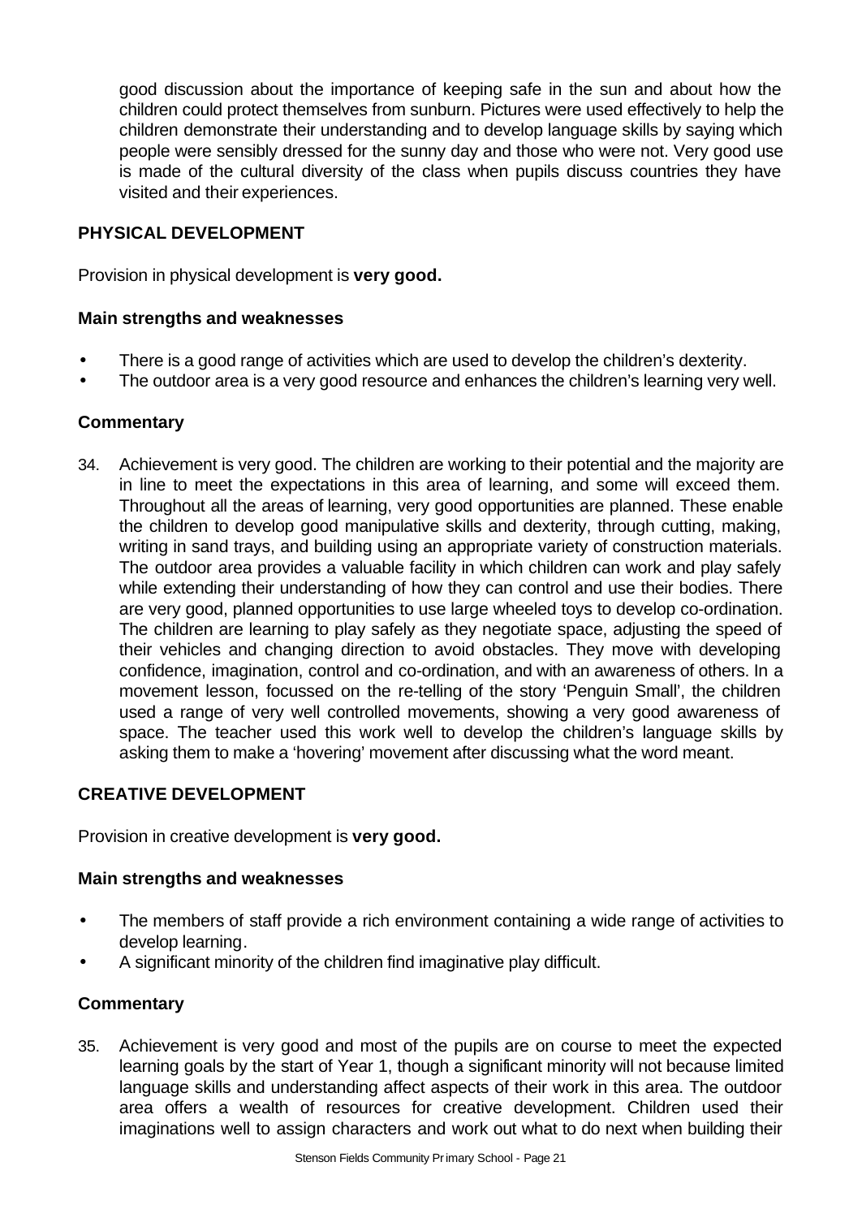good discussion about the importance of keeping safe in the sun and about how the children could protect themselves from sunburn. Pictures were used effectively to help the children demonstrate their understanding and to develop language skills by saying which people were sensibly dressed for the sunny day and those who were not. Very good use is made of the cultural diversity of the class when pupils discuss countries they have visited and their experiences.

## PHYSICAL DEVELOPMENT

Provision in physical development is **very good.**

### Main strengths and weaknesses

- There is a good range of activities which are used to develop the children's dexterity.
- The outdoor area is a very good resource and enhances the children's learning very well.

### Commentary

34. Achievement is very good. The children are working to their potential and the majority are in line to meet the expectations in this area of learning, and some will exceed them. Throughout all the areas of learning, very good opportunities are planned. These enable the children to develop good manipulative skills and dexterity, through cutting, making, writing in sand trays, and building using an appropriate variety of construction materials. The outdoor area provides a valuable facility in which children can work and play safely while extending their understanding of how they can control and use their bodies. There are very good, planned opportunities to use large wheeled toys to develop co-ordination. The children are learning to play safely as they negotiate space, adjusting the speed of their vehicles and changing direction to avoid obstacles. They move with developing confidence, imagination, control and co-ordination, and with an awareness of others. In a movement lesson, focussed on the re-telling of the story 'Penguin Small', the children used a range of very well controlled movements, showing a very good awareness of space. The teacher used this work well to develop the children's language skills by asking them to make a 'hovering' movement after discussing what the word meant.

## CREATIVE DEVELOPMENT

Provision in creative development is **very good.**

### Main strengths and weaknesses

- The members of staff provide a rich environment containing a wide range of activities to develop learning.
- A significant minority of the children find imaginative play difficult.

### Commentary

35. Achievement is very good and most of the pupils are on course to meet the expected learning goals by the start of Year 1, though a significant minority will not because limited language skills and understanding affect aspects of their work in this area. The outdoor area offers a wealth of resources for creative development. Children used their imaginations well to assign characters and work out what to do next when building their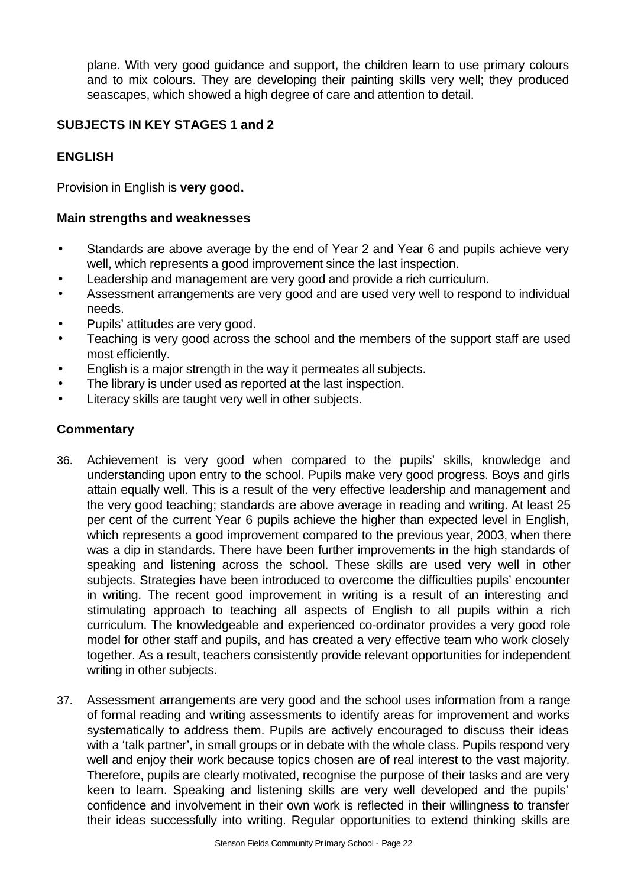plane. With very good guidance and support, the children learn to use primary colours and to mix colours. They are developing their painting skills very well; they produced seascapes, which showed a high degree of care and attention to detail.

## SUBJECTS IN KEY STAGES 1 and 2

## ENGLISH

Provision in English is **very good.**

### Main strengths and weaknesses

- Standards are above average by the end of Year 2 and Year 6 and pupils achieve very well, which represents a good improvement since the last inspection.
- Leadership and management are very good and provide a rich curriculum.
- Assessment arrangements are very good and are used very well to respond to individual needs.
- Pupils' attitudes are very good.
- Teaching is very good across the school and the members of the support staff are used most efficiently.
- English is a major strength in the way it permeates all subjects.
- The library is under used as reported at the last inspection.
- Literacy skills are taught very well in other subjects.

### Commentary

36. Achievement is very good when compared to the pupils' skills, knowledge and understanding upon entry to the school. Pupils make very good progress. Boys and girls attain equally well. This is a result of the very effective leadership and management and the very good teaching; standards are above average in reading and writing. At least 25 per cent of the current Year 6 pupils achieve the higher than expected level in English, which represents a good improvement compared to the previous year, 2003, when there was a dip in standards. There have been further improvements in the high standards of speaking and listening across the school. These skills are used very well in other subjects. Strategies have been introduced to overcome the difficulties pupils' encounter in writing. The recent good improvement in writing is a result of an interesting and stimulating approach to teaching all aspects of English to all pupils within a rich curriculum. The knowledgeable and experienced co-ordinator provides a very good role model for other staff and pupils, and has created a very effective team who work closely together. As a result, teachers consistently provide relevant opportunities for independent writing in other subjects.

37. Assessment arrangements are very good and the school uses information from a range of formal reading and writing assessments to identify areas for improvement and works systematically to address them. Pupils are actively encouraged to discuss their ideas with a 'talk partner', in small groups or in debate with the whole class. Pupils respond very well and enjoy their work because topics chosen are of real interest to the vast majority. Therefore, pupils are clearly motivated, recognise the purpose of their tasks and are very keen to learn. Speaking and listening skills are very well developed and the pupils' confidence and involvement in their own work is reflected in their willingness to transfer their ideas successfully into writing. Regular opportunities to extend thinking skills are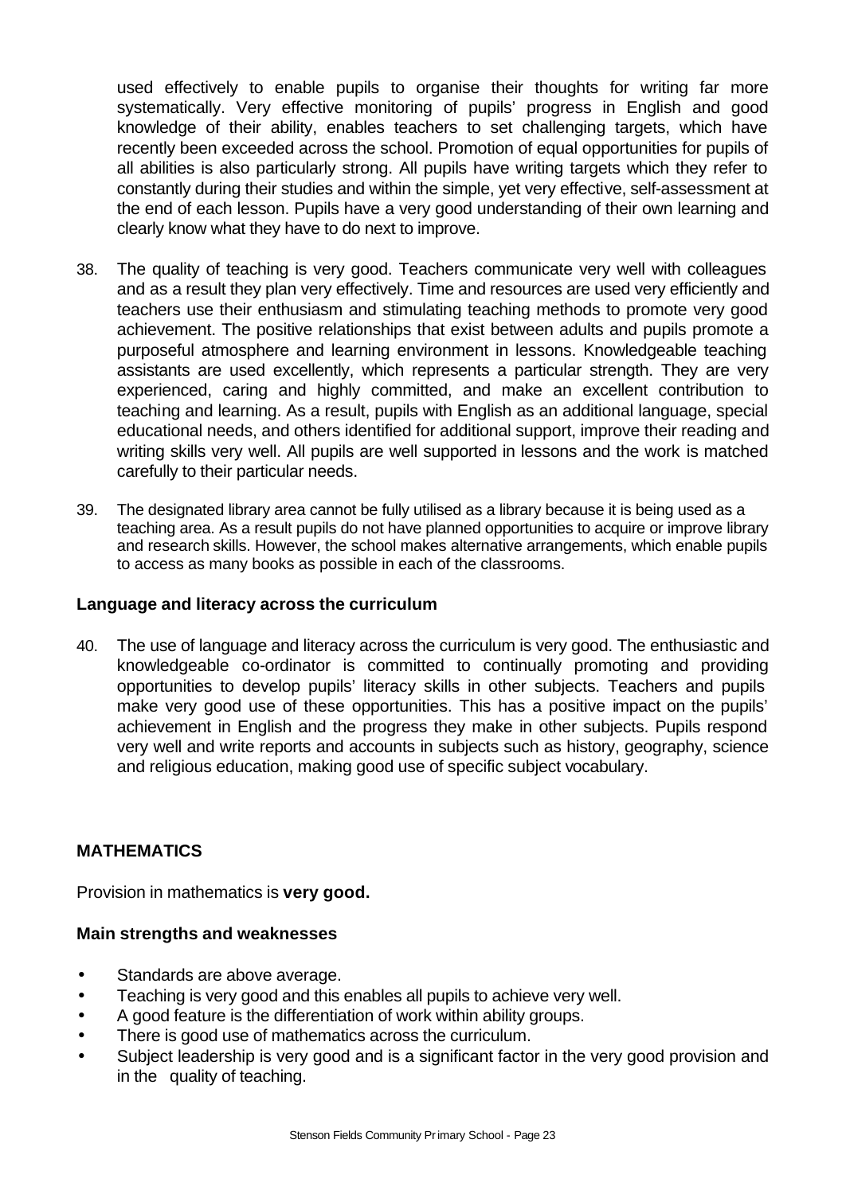used effectively to enable pupils to organise their thoughts for writing far more systematically. Very effective monitoring of pupils' progress in English and good knowledge of their ability, enables teachers to set challenging targets, which have recently been exceeded across the school. Promotion of equal opportunities for pupils of all abilities is also particularly strong. All pupils have writing targets which they refer to constantly during their studies and within the simple, yet very effective, self-assessment at the end of each lesson. Pupils have a very good understanding of their own learning and clearly know what they have to do next to improve.

38. The quality of teaching is very good. Teachers communicate very well with colleagues and as a result they plan very effectively. Time and resources are used very efficiently and teachers use their enthusiasm and stimulating teaching methods to promote very good achievement. The positive relationships that exist between adults and pupils promote a purposeful atmosphere and learning environment in lessons. Knowledgeable teaching assistants are used excellently, which represents a particular strength. They are very experienced, caring and highly committed, and make an excellent contribution to teaching and learning. As a result, pupils with English as an additional language, special educational needs, and others identified for additional support, improve their reading and writing skills very well. All pupils are well supported in lessons and the work is matched carefully to their particular needs.

39. The designated library area cannot be fully utilised as a library because it is being used as a teaching area. As a result pupils do not have planned opportunities to acquire or improve library and research skills. However, the school makes alternative arrangements, which enable pupils to access as many books as possible in each of the classrooms.

### Language and literacy across the curriculum

40. The use of language and literacy across the curriculum is very good. The enthusiastic and knowledgeable co-ordinator is committed to continually promoting and providing opportunities to develop pupils' literacy skills in other subjects. Teachers and pupils make very good use of these opportunities. This has a positive impact on the pupils' achievement in English and the progress they make in other subjects. Pupils respond very well and write reports and accounts in subjects such as history, geography, science and religious education, making good use of specific subject vocabulary.

## MATHEMATICS

Provision in mathematics is **very good.**

### Main strengths and weaknesses

- Standards are above average.
- Teaching is very good and this enables all pupils to achieve very well.
- A good feature is the differentiation of work within ability groups.
- There is good use of mathematics across the curriculum.
- Subject leadership is very good and is a significant factor in the very good provision and in the quality of teaching.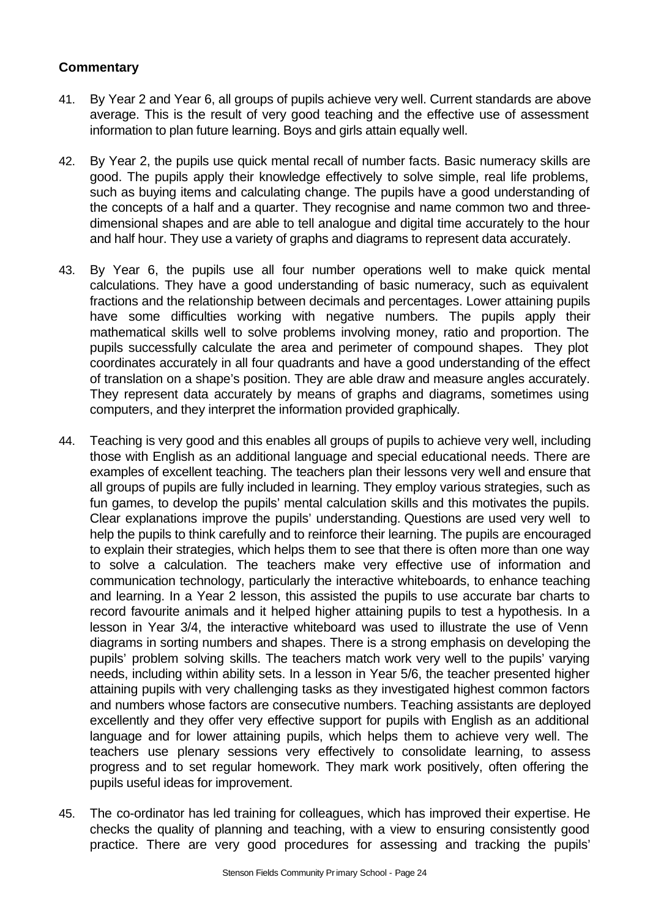### Commentary

41. By Year 2 and Year 6, all groups of pupils achieve very well. Current standards are above average. This is the result of very good teaching and the effective use of assessment information to plan future learning. Boys and girls attain equally well.

42. By Year 2, the pupils use quick mental recall of number facts. Basic numeracy skills are good. The pupils apply their knowledge effectively to solve simple, real life problems, such as buying items and calculating change. The pupils have a good understanding of the concepts of a half and a quarter. They recognise and name common two and three-dimensional shapes and are able to tell analogue and digital time accurately to the hour and half hour. They use a variety of graphs and diagrams to represent data accurately.

43. By Year 6, the pupils use all four number operations well to make quick mental calculations. They have a good understanding of basic numeracy, such as equivalent fractions and the relationship between decimals and percentages. Lower attaining pupils have some difficulties working with negative numbers. The pupils apply their mathematical skills well to solve problems involving money, ratio and proportion. The pupils successfully calculate the area and perimeter of compound shapes. They plot coordinates accurately in all four quadrants and have a good understanding of the effect of translation on a shape's position. They are able draw and measure angles accurately. They represent data accurately by means of graphs and diagrams, sometimes using computers, and they interpret the information provided graphically.

44. Teaching is very good and this enables all groups of pupils to achieve very well, including those with English as an additional language and special educational needs. There are examples of excellent teaching. The teachers plan their lessons very well and ensure that all groups of pupils are fully included in learning. They employ various strategies, such as fun games, to develop the pupils' mental calculation skills and this motivates the pupils. Clear explanations improve the pupils' understanding. Questions are used very well to help the pupils to think carefully and to reinforce their learning. The pupils are encouraged to explain their strategies, which helps them to see that there is often more than one way to solve a calculation. The teachers make very effective use of information and communication technology, particularly the interactive whiteboards, to enhance teaching and learning. In a Year 2 lesson, this assisted the pupils to use accurate bar charts to record favourite animals and it helped higher attaining pupils to test a hypothesis. In a lesson in Year 3/4, the interactive whiteboard was used to illustrate the use of Venn diagrams in sorting numbers and shapes. There is a strong emphasis on developing the pupils' problem solving skills. The teachers match work very well to the pupils' varying needs, including within ability sets. In a lesson in Year 5/6, the teacher presented higher attaining pupils with very challenging tasks as they investigated highest common factors and numbers whose factors are consecutive numbers. Teaching assistants are deployed excellently and they offer very effective support for pupils with English as an additional language and for lower attaining pupils, which helps them to achieve very well. The teachers use plenary sessions very effectively to consolidate learning, to assess progress and to set regular homework. They mark work positively, often offering the pupils useful ideas for improvement.

45. The co-ordinator has led training for colleagues, which has improved their expertise. He checks the quality of planning and teaching, with a view to ensuring consistently good practice. There are very good procedures for assessing and tracking the pupils'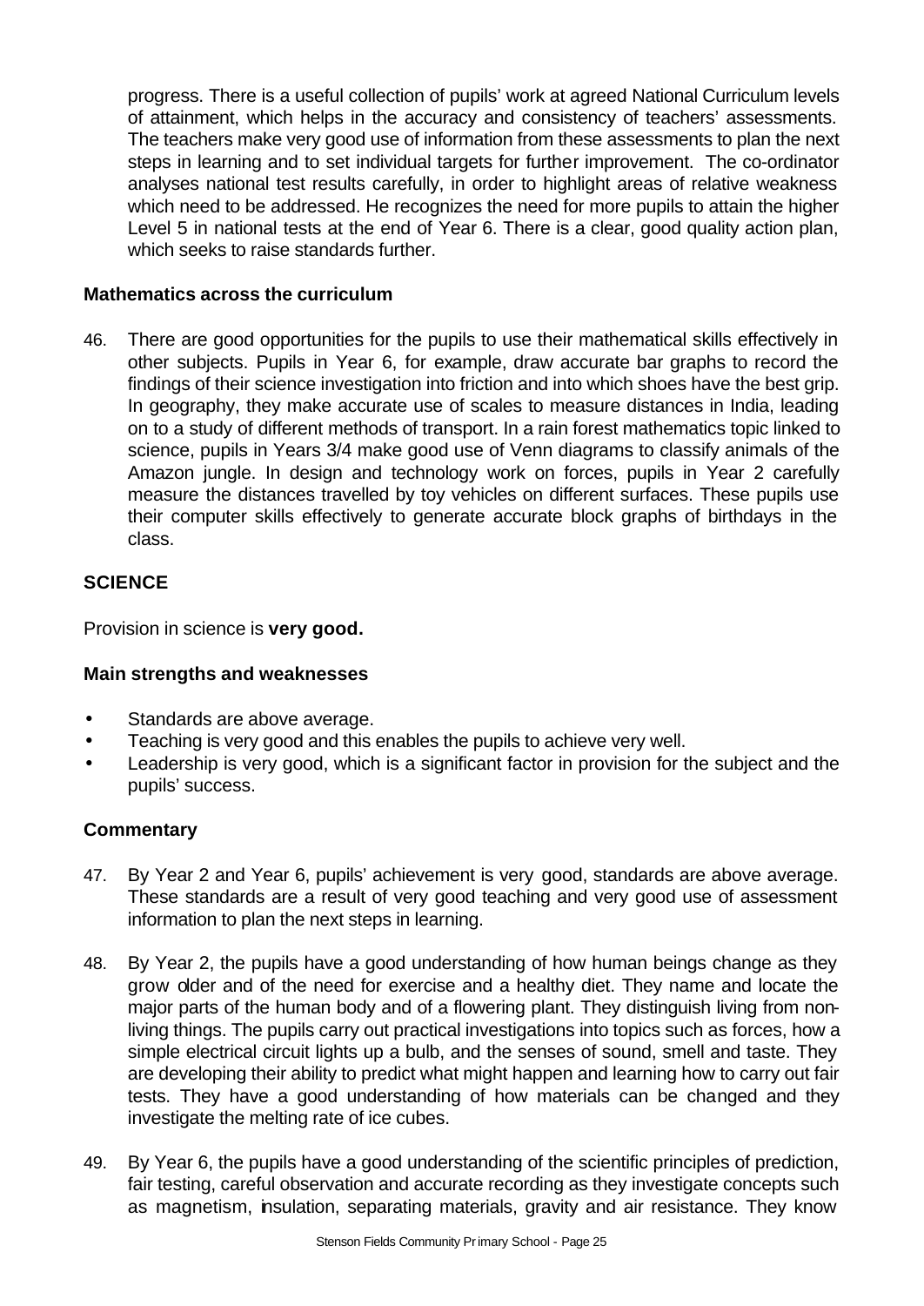progress. There is a useful collection of pupils' work at agreed National Curriculum levels of attainment, which helps in the accuracy and consistency of teachers' assessments. The teachers make very good use of information from these assessments to plan the next steps in learning and to set individual targets for further improvement. The co-ordinator analyses national test results carefully, in order to highlight areas of relative weakness which need to be addressed. He recognizes the need for more pupils to attain the higher Level 5 in national tests at the end of Year 6. There is a clear, good quality action plan, which seeks to raise standards further.

### Mathematics across the curriculum

46. There are good opportunities for the pupils to use their mathematical skills effectively in other subjects. Pupils in Year 6, for example, draw accurate bar graphs to record the findings of their science investigation into friction and into which shoes have the best grip. In geography, they make accurate use of scales to measure distances in India, leading on to a study of different methods of transport. In a rain forest mathematics topic linked to science, pupils in Years 3/4 make good use of Venn diagrams to classify animals of the Amazon jungle. In design and technology work on forces, pupils in Year 2 carefully measure the distances travelled by toy vehicles on different surfaces. These pupils use their computer skills effectively to generate accurate block graphs of birthdays in the class.

## SCIENCE

Provision in science is **very good.**

### Main strengths and weaknesses

- Standards are above average.
- Teaching is very good and this enables the pupils to achieve very well.
- Leadership is very good, which is a significant factor in provision for the subject and the pupils' success.

### Commentary

47. By Year 2 and Year 6, pupils' achievement is very good, standards are above average. These standards are a result of very good teaching and very good use of assessment information to plan the next steps in learning.

48. By Year 2, the pupils have a good understanding of how human beings change as they grow older and of the need for exercise and a healthy diet. They name and locate the major parts of the human body and of a flowering plant. They distinguish living from non-living things. The pupils carry out practical investigations into topics such as forces, how a simple electrical circuit lights up a bulb, and the senses of sound, smell and taste. They are developing their ability to predict what might happen and learning how to carry out fair tests. They have a good understanding of how materials can be changed and they investigate the melting rate of ice cubes.

49. By Year 6, the pupils have a good understanding of the scientific principles of prediction, fair testing, careful observation and accurate recording as they investigate concepts such as magnetism, insulation, separating materials, gravity and air resistance. They know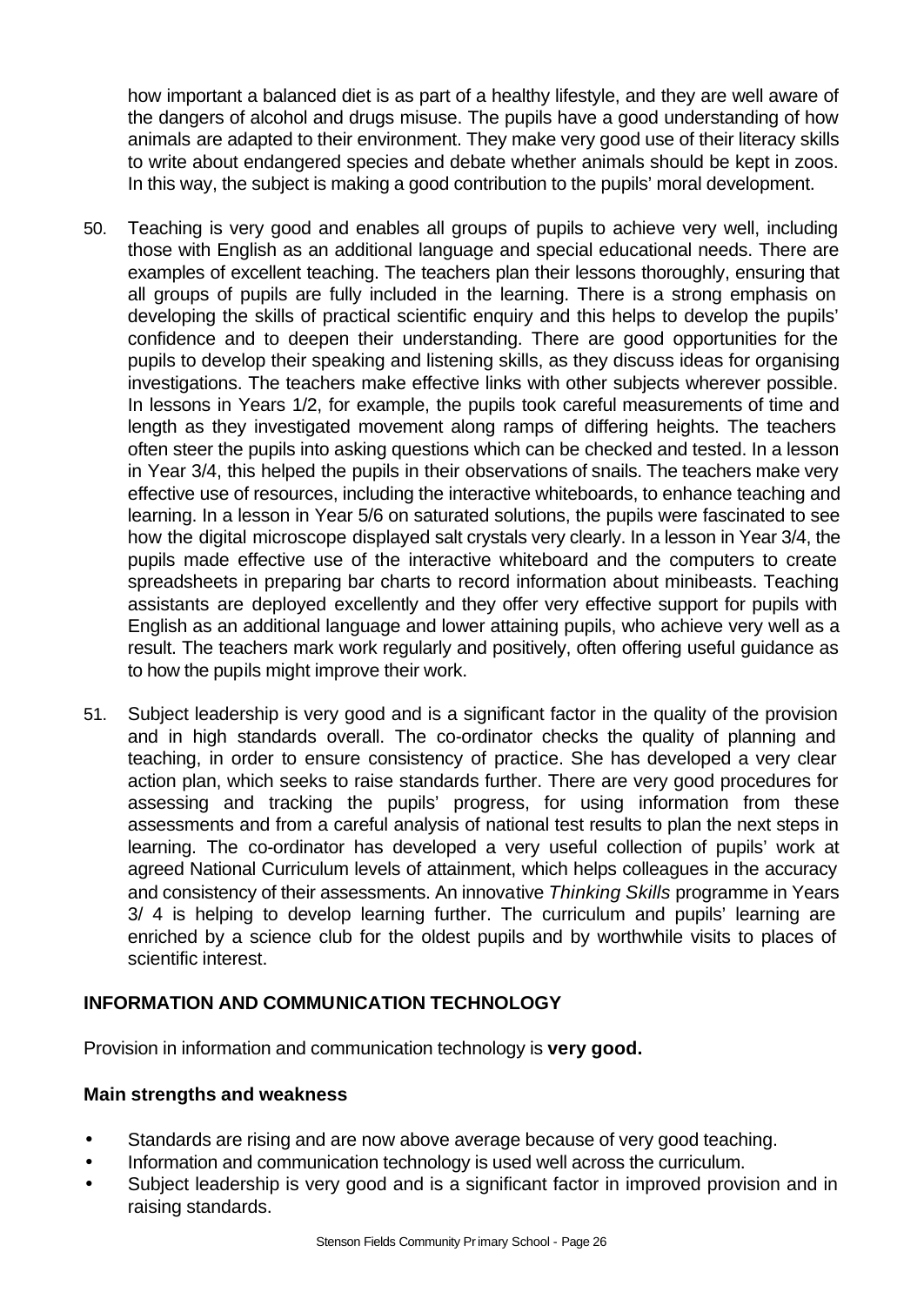how important a balanced diet is as part of a healthy lifestyle, and they are well aware of the dangers of alcohol and drugs misuse. The pupils have a good understanding of how animals are adapted to their environment. They make very good use of their literacy skills to write about endangered species and debate whether animals should be kept in zoos. In this way, the subject is making a good contribution to the pupils' moral development.

50. Teaching is very good and enables all groups of pupils to achieve very well, including those with English as an additional language and special educational needs. There are examples of excellent teaching. The teachers plan their lessons thoroughly, ensuring that all groups of pupils are fully included in the learning. There is a strong emphasis on developing the skills of practical scientific enquiry and this helps to develop the pupils' confidence and to deepen their understanding. There are good opportunities for the pupils to develop their speaking and listening skills, as they discuss ideas for organising investigations. The teachers make effective links with other subjects wherever possible. In lessons in Years 1/2, for example, the pupils took careful measurements of time and length as they investigated movement along ramps of differing heights. The teachers often steer the pupils into asking questions which can be checked and tested. In a lesson in Year 3/4, this helped the pupils in their observations of snails. The teachers make very effective use of resources, including the interactive whiteboards, to enhance teaching and learning. In a lesson in Year 5/6 on saturated solutions, the pupils were fascinated to see how the digital microscope displayed salt crystals very clearly. In a lesson in Year 3/4, the pupils made effective use of the interactive whiteboard and the computers to create spreadsheets in preparing bar charts to record information about minibeasts. Teaching assistants are deployed excellently and they offer very effective support for pupils with English as an additional language and lower attaining pupils, who achieve very well as a result. The teachers mark work regularly and positively, often offering useful guidance as to how the pupils might improve their work.

51. Subject leadership is very good and is a significant factor in the quality of the provision and in high standards overall. The co-ordinator checks the quality of planning and teaching, in order to ensure consistency of practice. She has developed a very clear action plan, which seeks to raise standards further. There are very good procedures for assessing and tracking the pupils' progress, for using information from these assessments and from a careful analysis of national test results to plan the next steps in learning. The co-ordinator has developed a very useful collection of pupils' work at agreed National Curriculum levels of attainment, which helps colleagues in the accuracy and consistency of their assessments. An innovative *Thinking Skills* programme in Years 3/ 4 is helping to develop learning further. The curriculum and pupils' learning are enriched by a science club for the oldest pupils and by worthwhile visits to places of scientific interest.

## INFORMATION AND COMMUNICATION TECHNOLOGY

Provision in information and communication technology is **very good.**

### Main strengths and weakness

- Standards are rising and are now above average because of very good teaching.
- Information and communication technology is used well across the curriculum.
- Subject leadership is very good and is a significant factor in improved provision and in raising standards.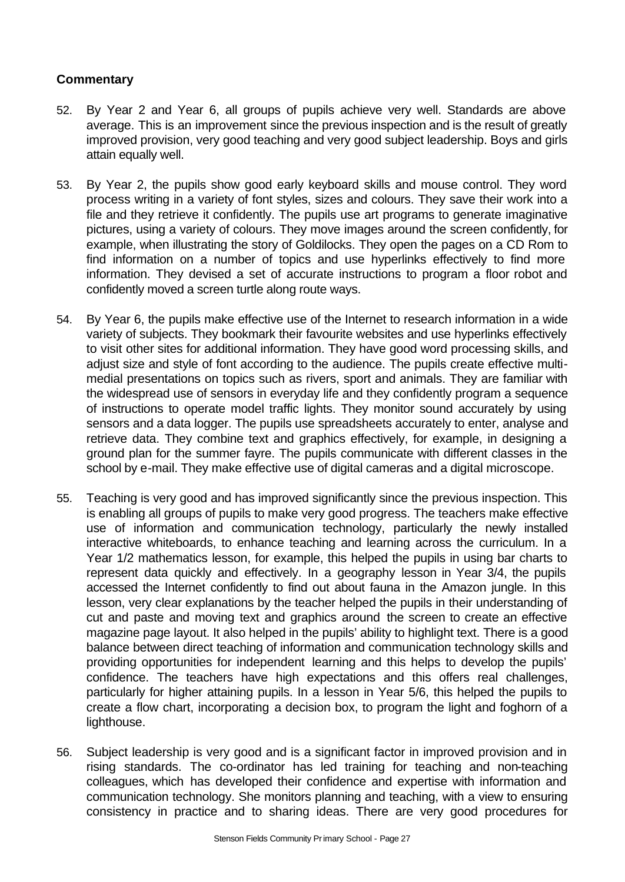**Commentary**

52. By Year 2 and Year 6, all groups of pupils achieve very well. Standards are above average. This is an improvement since the previous inspection and is the result of greatly improved provision, very good teaching and very good subject leadership. Boys and girls attain equally well.

53. By Year 2, the pupils show good early keyboard skills and mouse control. They word process writing in a variety of font styles, sizes and colours. They save their work into a file and they retrieve it confidently. The pupils use art programs to generate imaginative pictures, using a variety of colours. They move images around the screen confidently, for example, when illustrating the story of Goldilocks. They open the pages on a CD Rom to find information on a number of topics and use hyperlinks effectively to find more information. They devised a set of accurate instructions to program a floor robot and confidently moved a screen turtle along route ways.

54. By Year 6, the pupils make effective use of the Internet to research information in a wide variety of subjects. They bookmark their favourite websites and use hyperlinks effectively to visit other sites for additional information. They have good word processing skills, and adjust size and style of font according to the audience. The pupils create effective multi-medial presentations on topics such as rivers, sport and animals. They are familiar with the widespread use of sensors in everyday life and they confidently program a sequence of instructions to operate model traffic lights. They monitor sound accurately by using sensors and a data logger. The pupils use spreadsheets accurately to enter, analyse and retrieve data. They combine text and graphics effectively, for example, in designing a ground plan for the summer fayre. The pupils communicate with different classes in the school by e-mail. They make effective use of digital cameras and a digital microscope.

55. Teaching is very good and has improved significantly since the previous inspection. This is enabling all groups of pupils to make very good progress. The teachers make effective use of information and communication technology, particularly the newly installed interactive whiteboards, to enhance teaching and learning across the curriculum. In a Year 1/2 mathematics lesson, for example, this helped the pupils in using bar charts to represent data quickly and effectively. In a geography lesson in Year 3/4, the pupils accessed the Internet confidently to find out about fauna in the Amazon jungle. In this lesson, very clear explanations by the teacher helped the pupils in their understanding of cut and paste and moving text and graphics around the screen to create an effective magazine page layout. It also helped in the pupils' ability to highlight text. There is a good balance between direct teaching of information and communication technology skills and providing opportunities for independent learning and this helps to develop the pupils' confidence. The teachers have high expectations and this offers real challenges, particularly for higher attaining pupils. In a lesson in Year 5/6, this helped the pupils to create a flow chart, incorporating a decision box, to program the light and foghorn of a lighthouse.

56. Subject leadership is very good and is a significant factor in improved provision and in rising standards. The co-ordinator has led training for teaching and non-teaching colleagues, which has developed their confidence and expertise with information and communication technology. She monitors planning and teaching, with a view to ensuring consistency in practice and to sharing ideas. There are very good procedures for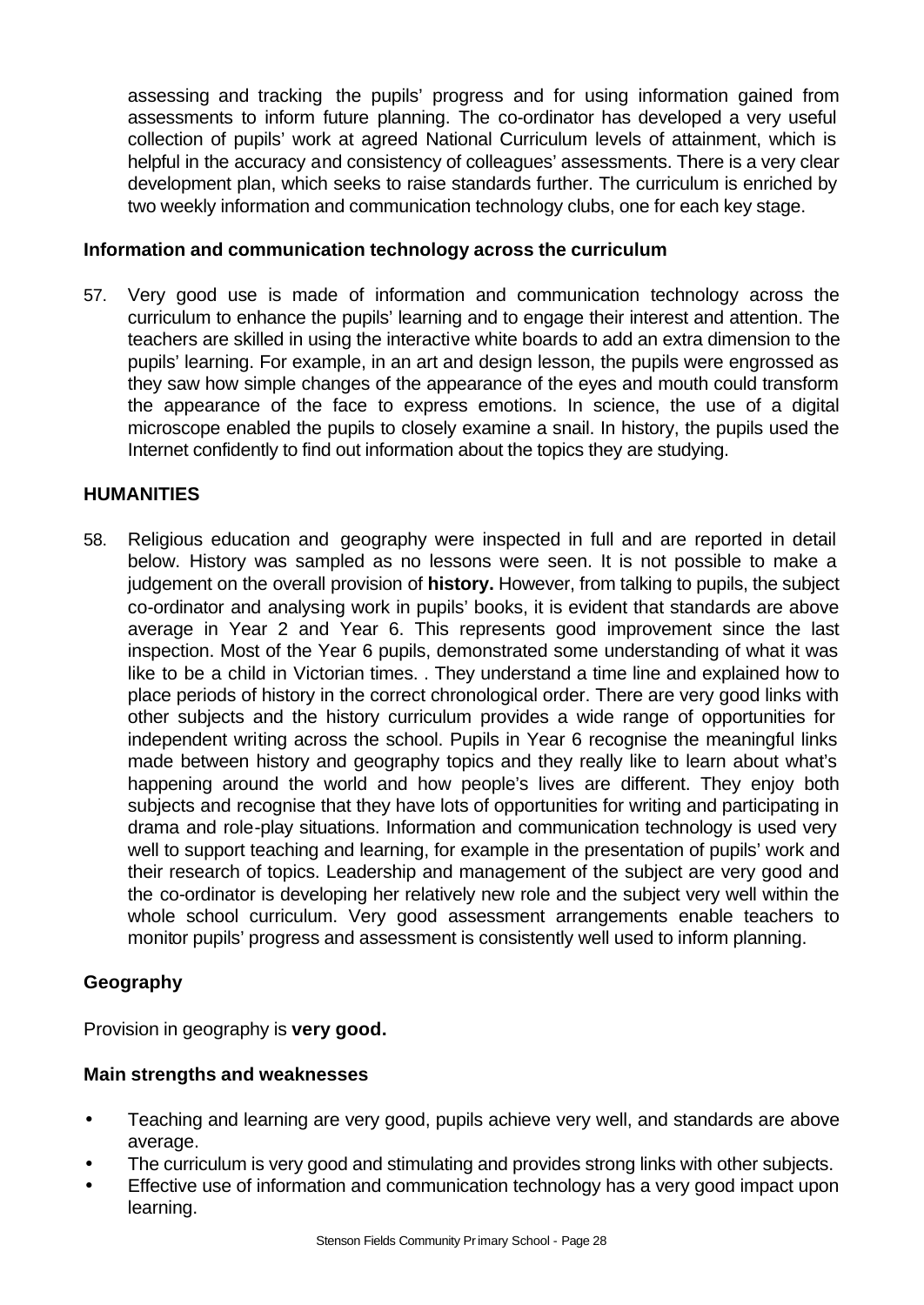assessing and tracking the pupils' progress and for using information gained from assessments to inform future planning. The co-ordinator has developed a very useful collection of pupils' work at agreed National Curriculum levels of attainment, which is helpful in the accuracy and consistency of colleagues' assessments. There is a very clear development plan, which seeks to raise standards further. The curriculum is enriched by two weekly information and communication technology clubs, one for each key stage.

### Information and communication technology across the curriculum

57. Very good use is made of information and communication technology across the curriculum to enhance the pupils' learning and to engage their interest and attention. The teachers are skilled in using the interactive white boards to add an extra dimension to the pupils' learning. For example, in an art and design lesson, the pupils were engrossed as they saw how simple changes of the appearance of the eyes and mouth could transform the appearance of the face to express emotions. In science, the use of a digital microscope enabled the pupils to closely examine a snail. In history, the pupils used the Internet confidently to find out information about the topics they are studying.

## HUMANITIES

58. Religious education and geography were inspected in full and are reported in detail below. History was sampled as no lessons were seen. It is not possible to make a judgement on the overall provision of **history.** However, from talking to pupils, the subject co-ordinator and analysing work in pupils' books, it is evident that standards are above average in Year 2 and Year 6. This represents good improvement since the last inspection. Most of the Year 6 pupils, demonstrated some understanding of what it was like to be a child in Victorian times. . They understand a time line and explained how to place periods of history in the correct chronological order. There are very good links with other subjects and the history curriculum provides a wide range of opportunities for independent writing across the school. Pupils in Year 6 recognise the meaningful links made between history and geography topics and they really like to learn about what's happening around the world and how people's lives are different. They enjoy both subjects and recognise that they have lots of opportunities for writing and participating in drama and role-play situations. Information and communication technology is used very well to support teaching and learning, for example in the presentation of pupils' work and their research of topics. Leadership and management of the subject are very good and the co-ordinator is developing her relatively new role and the subject very well within the whole school curriculum. Very good assessment arrangements enable teachers to monitor pupils' progress and assessment is consistently well used to inform planning.

### Geography

Provision in geography is **very good.**

### Main strengths and weaknesses

- Teaching and learning are very good, pupils achieve very well, and standards are above average.
- The curriculum is very good and stimulating and provides strong links with other subjects.
- Effective use of information and communication technology has a very good impact upon learning.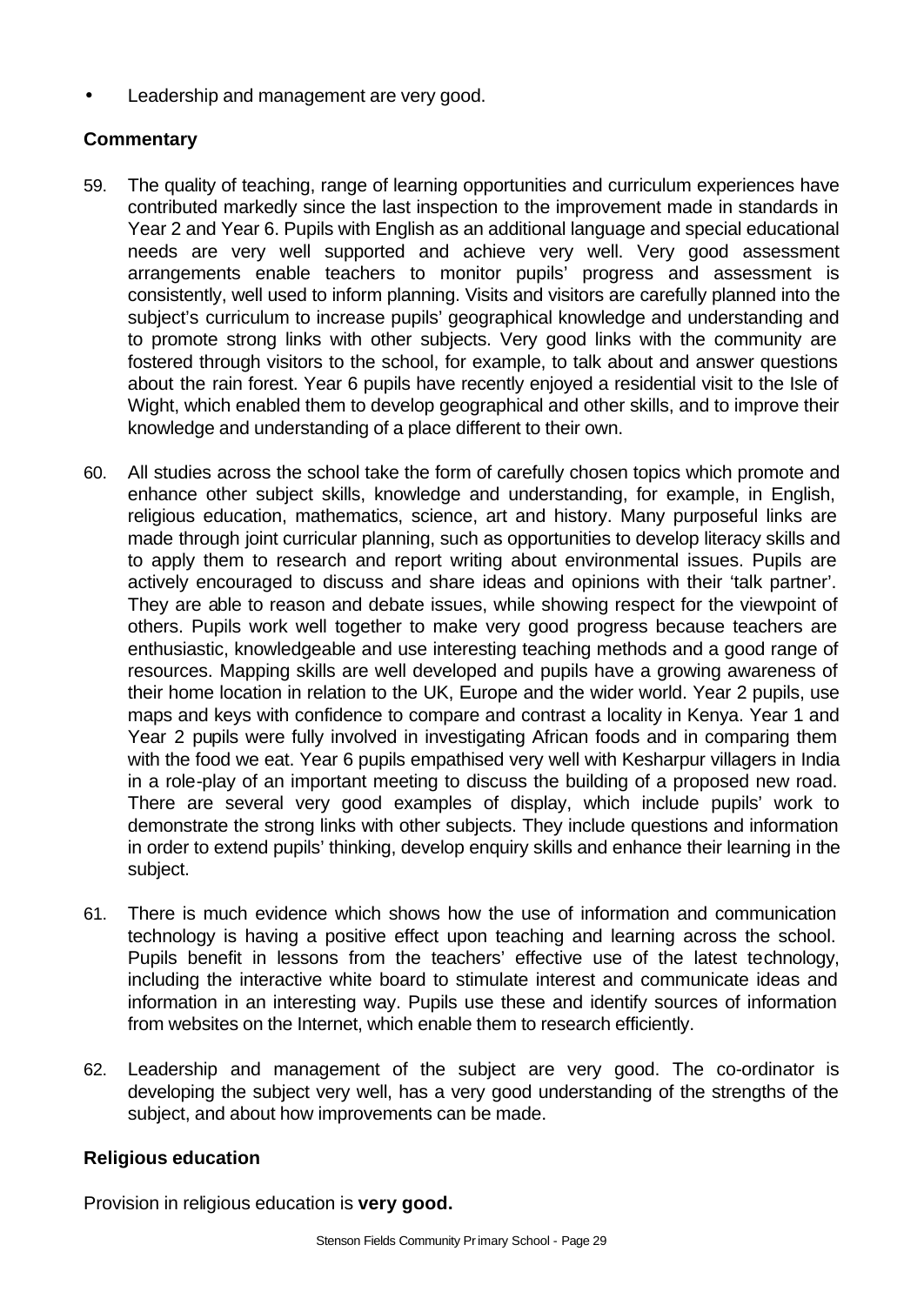- Leadership and management are very good.

### Commentary

59. The quality of teaching, range of learning opportunities and curriculum experiences have contributed markedly since the last inspection to the improvement made in standards in Year 2 and Year 6. Pupils with English as an additional language and special educational needs are very well supported and achieve very well. Very good assessment arrangements enable teachers to monitor pupils' progress and assessment is consistently, well used to inform planning. Visits and visitors are carefully planned into the subject's curriculum to increase pupils' geographical knowledge and understanding and to promote strong links with other subjects. Very good links with the community are fostered through visitors to the school, for example, to talk about and answer questions about the rain forest. Year 6 pupils have recently enjoyed a residential visit to the Isle of Wight, which enabled them to develop geographical and other skills, and to improve their knowledge and understanding of a place different to their own.

60. All studies across the school take the form of carefully chosen topics which promote and enhance other subject skills, knowledge and understanding, for example, in English, religious education, mathematics, science, art and history. Many purposeful links are made through joint curricular planning, such as opportunities to develop literacy skills and to apply them to research and report writing about environmental issues. Pupils are actively encouraged to discuss and share ideas and opinions with their 'talk partner'. They are able to reason and debate issues, while showing respect for the viewpoint of others. Pupils work well together to make very good progress because teachers are enthusiastic, knowledgeable and use interesting teaching methods and a good range of resources. Mapping skills are well developed and pupils have a growing awareness of their home location in relation to the UK, Europe and the wider world. Year 2 pupils, use maps and keys with confidence to compare and contrast a locality in Kenya. Year 1 and Year 2 pupils were fully involved in investigating African foods and in comparing them with the food we eat. Year 6 pupils empathised very well with Kesharpur villagers in India in a role-play of an important meeting to discuss the building of a proposed new road. There are several very good examples of display, which include pupils' work to demonstrate the strong links with other subjects. They include questions and information in order to extend pupils' thinking, develop enquiry skills and enhance their learning in the subject.

61. There is much evidence which shows how the use of information and communication technology is having a positive effect upon teaching and learning across the school. Pupils benefit in lessons from the teachers' effective use of the latest technology, including the interactive white board to stimulate interest and communicate ideas and information in an interesting way. Pupils use these and identify sources of information from websites on the Internet, which enable them to research efficiently.

62. Leadership and management of the subject are very good. The co-ordinator is developing the subject very well, has a very good understanding of the strengths of the subject, and about how improvements can be made.

### Religious education

Provision in religious education is **very good.**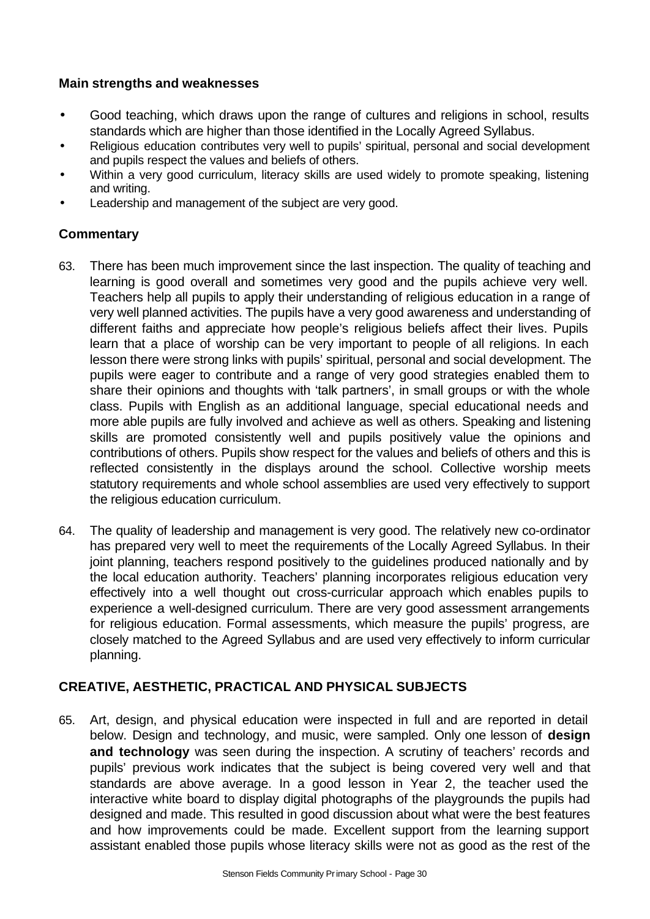### Main strengths and weaknesses

- Good teaching, which draws upon the range of cultures and religions in school, results standards which are higher than those identified in the Locally Agreed Syllabus.
- Religious education contributes very well to pupils' spiritual, personal and social development and pupils respect the values and beliefs of others.
- Within a very good curriculum, literacy skills are used widely to promote speaking, listening and writing.
- Leadership and management of the subject are very good.

### Commentary

63. There has been much improvement since the last inspection. The quality of teaching and learning is good overall and sometimes very good and the pupils achieve very well. Teachers help all pupils to apply their understanding of religious education in a range of very well planned activities. The pupils have a very good awareness and understanding of different faiths and appreciate how people's religious beliefs affect their lives. Pupils learn that a place of worship can be very important to people of all religions. In each lesson there were strong links with pupils' spiritual, personal and social development. The pupils were eager to contribute and a range of very good strategies enabled them to share their opinions and thoughts with 'talk partners', in small groups or with the whole class. Pupils with English as an additional language, special educational needs and more able pupils are fully involved and achieve as well as others. Speaking and listening skills are promoted consistently well and pupils positively value the opinions and contributions of others. Pupils show respect for the values and beliefs of others and this is reflected consistently in the displays around the school. Collective worship meets statutory requirements and whole school assemblies are used very effectively to support the religious education curriculum.

64. The quality of leadership and management is very good. The relatively new co-ordinator has prepared very well to meet the requirements of the Locally Agreed Syllabus. In their joint planning, teachers respond positively to the guidelines produced nationally and by the local education authority. Teachers' planning incorporates religious education very effectively into a well thought out cross-curricular approach which enables pupils to experience a well-designed curriculum. There are very good assessment arrangements for religious education. Formal assessments, which measure the pupils' progress, are closely matched to the Agreed Syllabus and are used very effectively to inform curricular planning.

## CREATIVE, AESTHETIC, PRACTICAL AND PHYSICAL SUBJECTS

65. Art, design, and physical education were inspected in full and are reported in detail below. Design and technology, and music, were sampled. Only one lesson of **design and technology** was seen during the inspection. A scrutiny of teachers' records and pupils' previous work indicates that the subject is being covered very well and that standards are above average. In a good lesson in Year 2, the teacher used the interactive white board to display digital photographs of the playgrounds the pupils had designed and made. This resulted in good discussion about what were the best features and how improvements could be made. Excellent support from the learning support assistant enabled those pupils whose literacy skills were not as good as the rest of the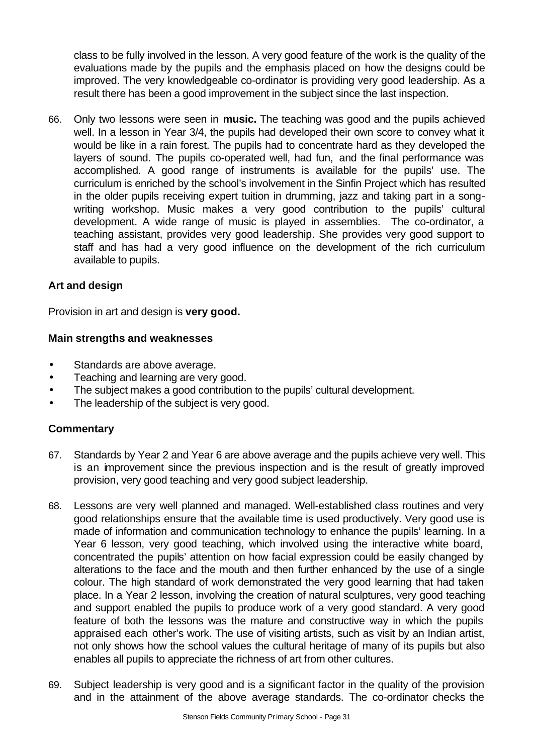class to be fully involved in the lesson. A very good feature of the work is the quality of the evaluations made by the pupils and the emphasis placed on how the designs could be improved. The very knowledgeable co-ordinator is providing very good leadership. As a result there has been a good improvement in the subject since the last inspection.

66. Only two lessons were seen in **music.** The teaching was good and the pupils achieved well. In a lesson in Year 3/4, the pupils had developed their own score to convey what it would be like in a rain forest. The pupils had to concentrate hard as they developed the layers of sound. The pupils co-operated well, had fun, and the final performance was accomplished. A good range of instruments is available for the pupils' use. The curriculum is enriched by the school's involvement in the Sinfin Project which has resulted in the older pupils receiving expert tuition in drumming, jazz and taking part in a song-writing workshop. Music makes a very good contribution to the pupils' cultural development. A wide range of music is played in assemblies. The co-ordinator, a teaching assistant, provides very good leadership. She provides very good support to staff and has had a very good influence on the development of the rich curriculum available to pupils.

### Art and design

Provision in art and design is **very good.**

#### Main strengths and weaknesses

- Standards are above average.
- Teaching and learning are very good.
- The subject makes a good contribution to the pupils' cultural development.
- The leadership of the subject is very good.

#### Commentary

67. Standards by Year 2 and Year 6 are above average and the pupils achieve very well. This is an improvement since the previous inspection and is the result of greatly improved provision, very good teaching and very good subject leadership.

68. Lessons are very well planned and managed. Well-established class routines and very good relationships ensure that the available time is used productively. Very good use is made of information and communication technology to enhance the pupils' learning. In a Year 6 lesson, very good teaching, which involved using the interactive white board, concentrated the pupils' attention on how facial expression could be easily changed by alterations to the face and the mouth and then further enhanced by the use of a single colour. The high standard of work demonstrated the very good learning that had taken place. In a Year 2 lesson, involving the creation of natural sculptures, very good teaching and support enabled the pupils to produce work of a very good standard. A very good feature of both the lessons was the mature and constructive way in which the pupils appraised each other's work. The use of visiting artists, such as visit by an Indian artist, not only shows how the school values the cultural heritage of many of its pupils but also enables all pupils to appreciate the richness of art from other cultures.

69. Subject leadership is very good and is a significant factor in the quality of the provision and in the attainment of the above average standards. The co-ordinator checks the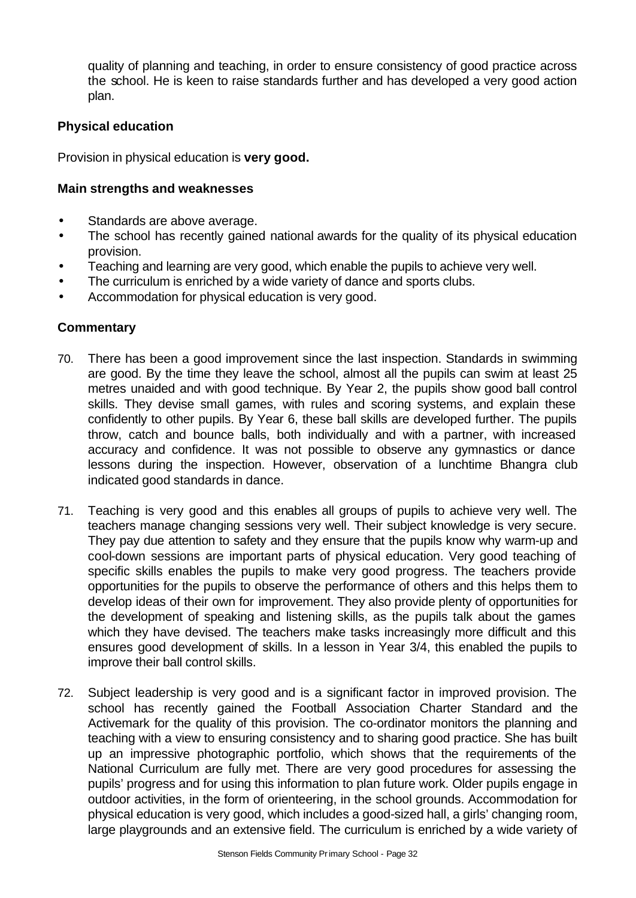quality of planning and teaching, in order to ensure consistency of good practice across the school. He is keen to raise standards further and has developed a very good action plan.

### Physical education

Provision in physical education is **very good.**

#### Main strengths and weaknesses

- Standards are above average.
- The school has recently gained national awards for the quality of its physical education provision.
- Teaching and learning are very good, which enable the pupils to achieve very well.
- The curriculum is enriched by a wide variety of dance and sports clubs.
- Accommodation for physical education is very good.

#### Commentary

70. There has been a good improvement since the last inspection. Standards in swimming are good. By the time they leave the school, almost all the pupils can swim at least 25 metres unaided and with good technique. By Year 2, the pupils show good ball control skills. They devise small games, with rules and scoring systems, and explain these confidently to other pupils. By Year 6, these ball skills are developed further. The pupils throw, catch and bounce balls, both individually and with a partner, with increased accuracy and confidence. It was not possible to observe any gymnastics or dance lessons during the inspection. However, observation of a lunchtime Bhangra club indicated good standards in dance.

71. Teaching is very good and this enables all groups of pupils to achieve very well. The teachers manage changing sessions very well. Their subject knowledge is very secure. They pay due attention to safety and they ensure that the pupils know why warm-up and cool-down sessions are important parts of physical education. Very good teaching of specific skills enables the pupils to make very good progress. The teachers provide opportunities for the pupils to observe the performance of others and this helps them to develop ideas of their own for improvement. They also provide plenty of opportunities for the development of speaking and listening skills, as the pupils talk about the games which they have devised. The teachers make tasks increasingly more difficult and this ensures good development of skills. In a lesson in Year 3/4, this enabled the pupils to improve their ball control skills.

72. Subject leadership is very good and is a significant factor in improved provision. The school has recently gained the Football Association Charter Standard and the Activemark for the quality of this provision. The co-ordinator monitors the planning and teaching with a view to ensuring consistency and to sharing good practice. She has built up an impressive photographic portfolio, which shows that the requirements of the National Curriculum are fully met. There are very good procedures for assessing the pupils' progress and for using this information to plan future work. Older pupils engage in outdoor activities, in the form of orienteering, in the school grounds. Accommodation for physical education is very good, which includes a good-sized hall, a girls' changing room, large playgrounds and an extensive field. The curriculum is enriched by a wide variety of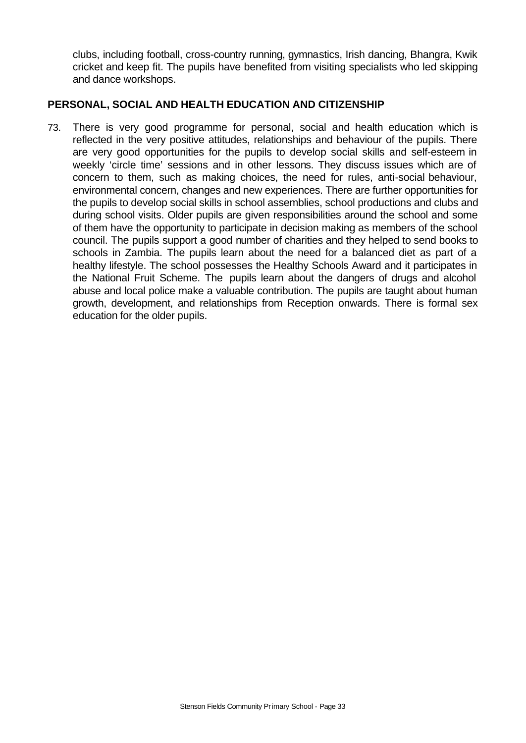clubs, including football, cross-country running, gymnastics, Irish dancing, Bhangra, Kwik cricket and keep fit. The pupils have benefited from visiting specialists who led skipping and dance workshops.

## PERSONAL, SOCIAL AND HEALTH EDUCATION AND CITIZENSHIP

73. There is very good programme for personal, social and health education which is reflected in the very positive attitudes, relationships and behaviour of the pupils. There are very good opportunities for the pupils to develop social skills and self-esteem in weekly 'circle time' sessions and in other lessons. They discuss issues which are of concern to them, such as making choices, the need for rules, anti-social behaviour, environmental concern, changes and new experiences. There are further opportunities for the pupils to develop social skills in school assemblies, school productions and clubs and during school visits. Older pupils are given responsibilities around the school and some of them have the opportunity to participate in decision making as members of the school council. The pupils support a good number of charities and they helped to send books to schools in Zambia. The pupils learn about the need for a balanced diet as part of a healthy lifestyle. The school possesses the Healthy Schools Award and it participates in the National Fruit Scheme. The pupils learn about the dangers of drugs and alcohol abuse and local police make a valuable contribution. The pupils are taught about human growth, development, and relationships from Reception onwards. There is formal sex education for the older pupils.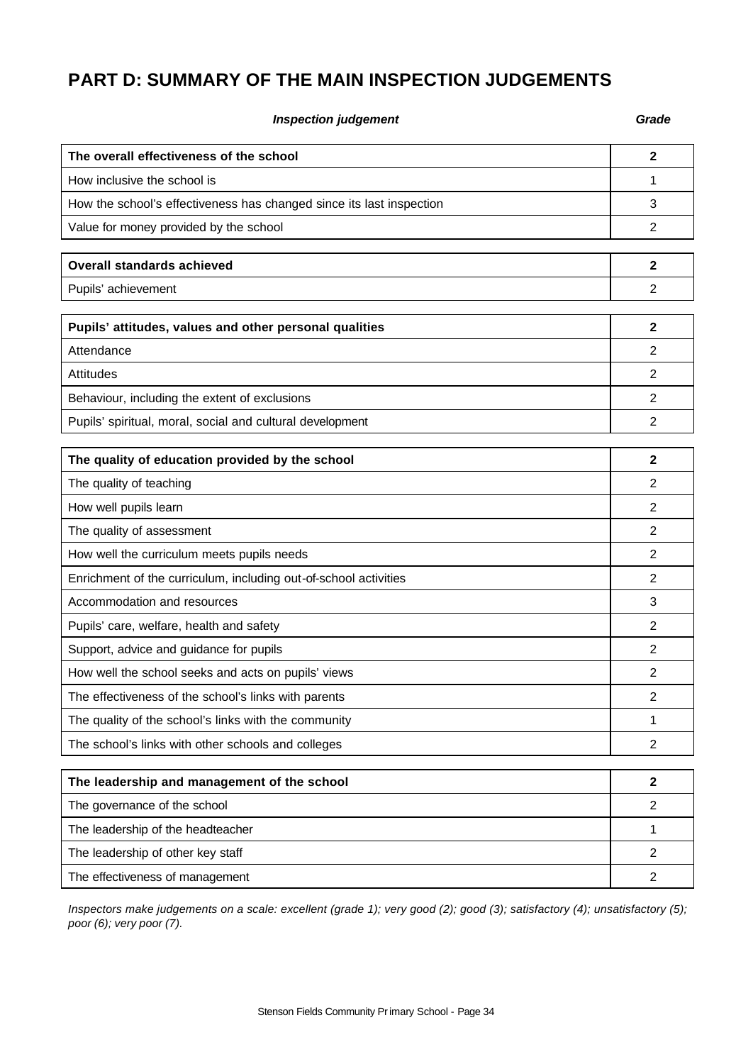# PART D: SUMMARY OF THE MAIN INSPECTION JUDGEMENTS

| *Inspection judgement* | *Grade* |
|---|---|
| **The overall effectiveness of the school** | **2** |
| How inclusive the school is | 1 |
| How the school's effectiveness has changed since its last inspection | 3 |
| Value for money provided by the school | 2 |
| **Overall standards achieved** | **2** |
| Pupils' achievement | 2 |
| **Pupils' attitudes, values and other personal qualities** | **2** |
| Attendance | 2 |
| Attitudes | 2 |
| Behaviour, including the extent of exclusions | 2 |
| Pupils' spiritual, moral, social and cultural development | 2 |
| **The quality of education provided by the school** | **2** |
| The quality of teaching | 2 |
| How well pupils learn | 2 |
| The quality of assessment | 2 |
| How well the curriculum meets pupils needs | 2 |
| Enrichment of the curriculum, including out-of-school activities | 2 |
| Accommodation and resources | 3 |
| Pupils' care, welfare, health and safety | 2 |
| Support, advice and guidance for pupils | 2 |
| How well the school seeks and acts on pupils' views | 2 |
| The effectiveness of the school's links with parents | 2 |
| The quality of the school's links with the community | 1 |
| The school's links with other schools and colleges | 2 |
| **The leadership and management of the school** | **2** |
| The governance of the school | 2 |
| The leadership of the headteacher | 1 |
| The leadership of other key staff | 2 |
| The effectiveness of management | 2 |

*Inspectors make judgements on a scale: excellent (grade 1); very good (2); good (3); satisfactory (4); unsatisfactory (5); poor (6); very poor (7).*